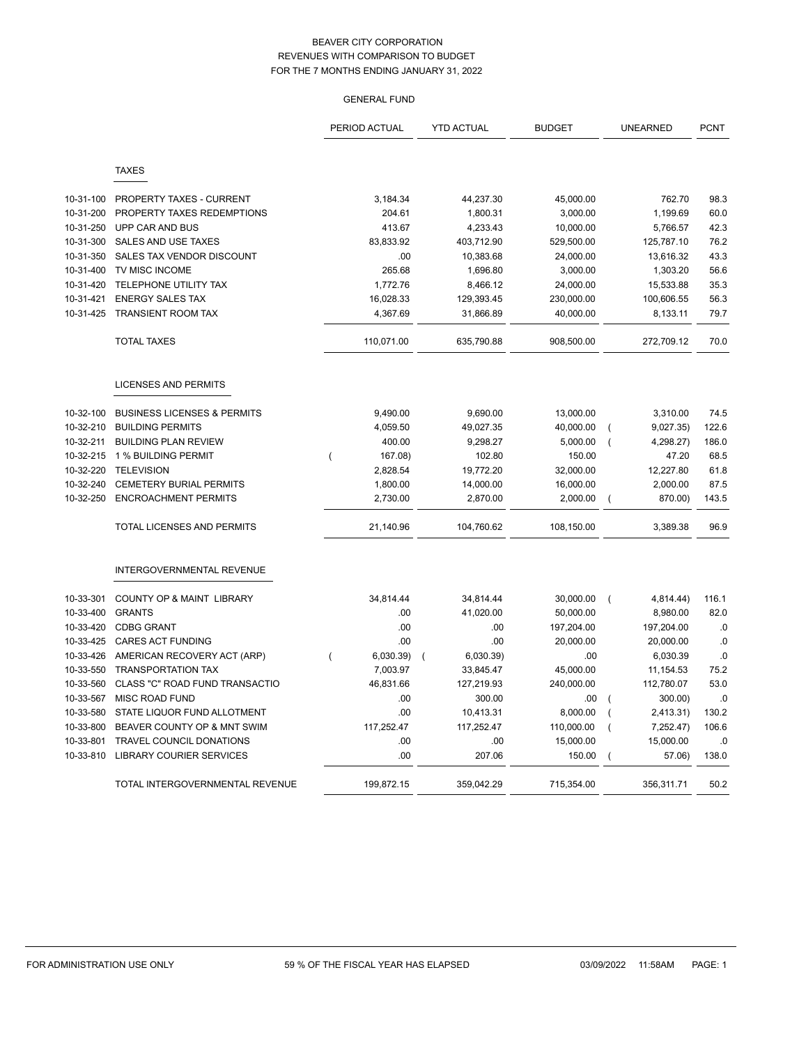# BEAVER CITY CORPORATION
## REVENUES WITH COMPARISON TO BUDGET
## FOR THE 7 MONTHS ENDING JANUARY 31, 2022

### GENERAL FUND

| | | PERIOD ACTUAL | YTD ACTUAL | BUDGET | UNEARNED | PCNT |
|---|---|---|---|---|---|---|
| | **TAXES** | | | | | |
| 10-31-100 | PROPERTY TAXES - CURRENT | 3,184.34 | 44,237.30 | 45,000.00 | 762.70 | 98.3 |
| 10-31-200 | PROPERTY TAXES REDEMPTIONS | 204.61 | 1,800.31 | 3,000.00 | 1,199.69 | 60.0 |
| 10-31-250 | UPP CAR AND BUS | 413.67 | 4,233.43 | 10,000.00 | 5,766.57 | 42.3 |
| 10-31-300 | SALES AND USE TAXES | 83,833.92 | 403,712.90 | 529,500.00 | 125,787.10 | 76.2 |
| 10-31-350 | SALES TAX VENDOR DISCOUNT | .00 | 10,383.68 | 24,000.00 | 13,616.32 | 43.3 |
| 10-31-400 | TV MISC INCOME | 265.68 | 1,696.80 | 3,000.00 | 1,303.20 | 56.6 |
| 10-31-420 | TELEPHONE UTILITY TAX | 1,772.76 | 8,466.12 | 24,000.00 | 15,533.88 | 35.3 |
| 10-31-421 | ENERGY SALES TAX | 16,028.33 | 129,393.45 | 230,000.00 | 100,606.55 | 56.3 |
| 10-31-425 | TRANSIENT ROOM TAX | 4,367.69 | 31,866.89 | 40,000.00 | 8,133.11 | 79.7 |
| | TOTAL TAXES | 110,071.00 | 635,790.88 | 908,500.00 | 272,709.12 | 70.0 |
| | **LICENSES AND PERMITS** | | | | | |
| 10-32-100 | BUSINESS LICENSES & PERMITS | 9,490.00 | 9,690.00 | 13,000.00 | 3,310.00 | 74.5 |
| 10-32-210 | BUILDING PERMITS | 4,059.50 | 49,027.35 | 40,000.00 | ( 9,027.35) | 122.6 |
| 10-32-211 | BUILDING PLAN REVIEW | 400.00 | 9,298.27 | 5,000.00 | ( 4,298.27) | 186.0 |
| 10-32-215 | 1 % BUILDING PERMIT | ( 167.08) | 102.80 | 150.00 | 47.20 | 68.5 |
| 10-32-220 | TELEVISION | 2,828.54 | 19,772.20 | 32,000.00 | 12,227.80 | 61.8 |
| 10-32-240 | CEMETERY BURIAL PERMITS | 1,800.00 | 14,000.00 | 16,000.00 | 2,000.00 | 87.5 |
| 10-32-250 | ENCROACHMENT PERMITS | 2,730.00 | 2,870.00 | 2,000.00 | ( 870.00) | 143.5 |
| | TOTAL LICENSES AND PERMITS | 21,140.96 | 104,760.62 | 108,150.00 | 3,389.38 | 96.9 |
| | **INTERGOVERNMENTAL REVENUE** | | | | | |
| 10-33-301 | COUNTY OP & MAINT LIBRARY | 34,814.44 | 34,814.44 | 30,000.00 | ( 4,814.44) | 116.1 |
| 10-33-400 | GRANTS | .00 | 41,020.00 | 50,000.00 | 8,980.00 | 82.0 |
| 10-33-420 | CDBG GRANT | .00 | .00 | 197,204.00 | 197,204.00 | .0 |
| 10-33-425 | CARES ACT FUNDING | .00 | .00 | 20,000.00 | 20,000.00 | .0 |
| 10-33-426 | AMERICAN RECOVERY ACT (ARP) | ( 6,030.39) | ( 6,030.39) | .00 | 6,030.39 | .0 |
| 10-33-550 | TRANSPORTATION TAX | 7,003.97 | 33,845.47 | 45,000.00 | 11,154.53 | 75.2 |
| 10-33-560 | CLASS "C" ROAD FUND TRANSACTIO | 46,831.66 | 127,219.93 | 240,000.00 | 112,780.07 | 53.0 |
| 10-33-567 | MISC ROAD FUND | .00 | 300.00 | .00 | ( 300.00) | .0 |
| 10-33-580 | STATE LIQUOR FUND ALLOTMENT | .00 | 10,413.31 | 8,000.00 | ( 2,413.31) | 130.2 |
| 10-33-800 | BEAVER COUNTY OP & MNT SWIM | 117,252.47 | 117,252.47 | 110,000.00 | ( 7,252.47) | 106.6 |
| 10-33-801 | TRAVEL COUNCIL DONATIONS | .00 | .00 | 15,000.00 | 15,000.00 | .0 |
| 10-33-810 | LIBRARY COURIER SERVICES | .00 | 207.06 | 150.00 | ( 57.06) | 138.0 |
| | TOTAL INTERGOVERNMENTAL REVENUE | 199,872.15 | 359,042.29 | 715,354.00 | 356,311.71 | 50.2 |

FOR ADMINISTRATION USE ONLY — 59 % OF THE FISCAL YEAR HAS ELAPSED — 03/09/2022 11:58AM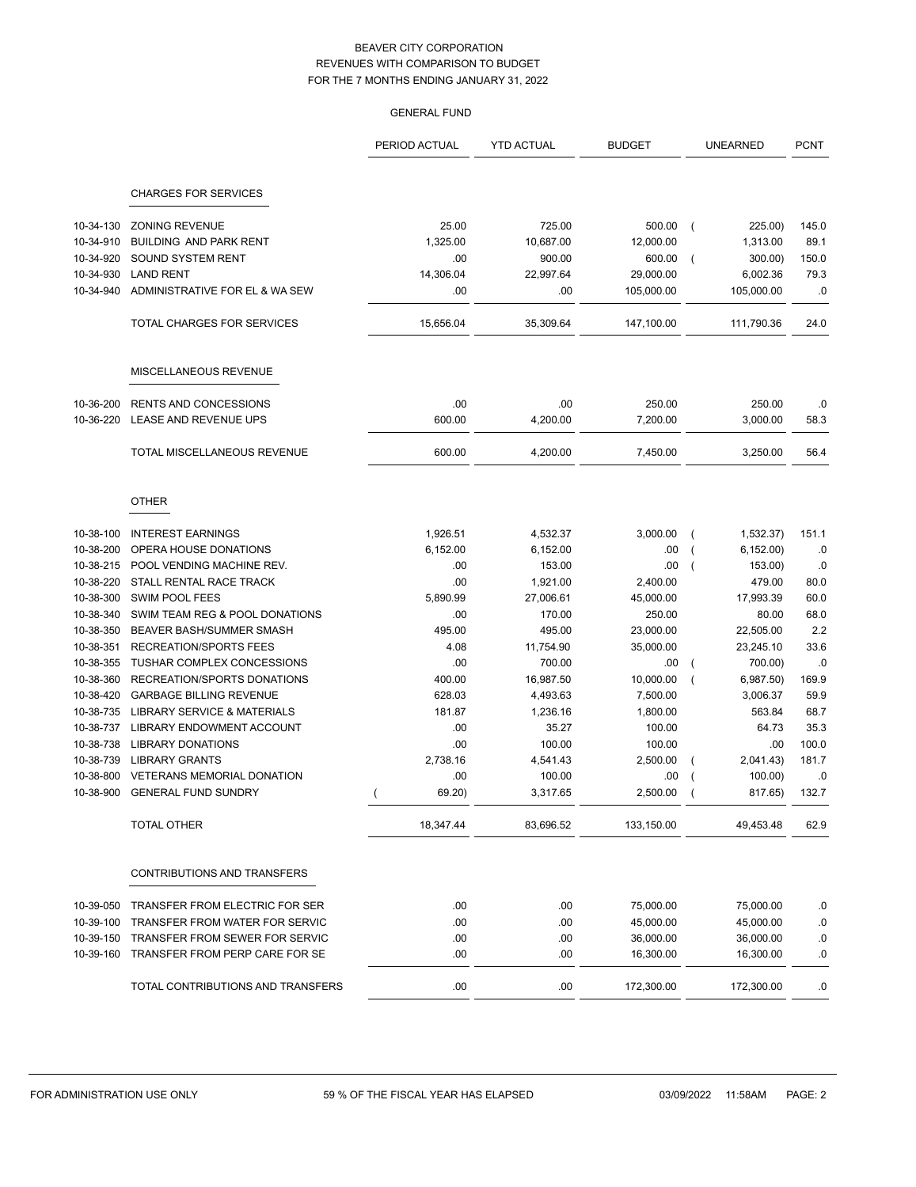BEAVER CITY CORPORATION
REVENUES WITH COMPARISON TO BUDGET
FOR THE 7 MONTHS ENDING JANUARY 31, 2022

GENERAL FUND

| | | PERIOD ACTUAL | YTD ACTUAL | BUDGET | UNEARNED | PCNT |
|---|---|---|---|---|---|---|
| | **CHARGES FOR SERVICES** | | | | | |
| 10-34-130 | ZONING REVENUE | 25.00 | 725.00 | 500.00 | ( 225.00) | 145.0 |
| 10-34-910 | BUILDING AND PARK RENT | 1,325.00 | 10,687.00 | 12,000.00 | 1,313.00 | 89.1 |
| 10-34-920 | SOUND SYSTEM RENT | .00 | 900.00 | 600.00 | ( 300.00) | 150.0 |
| 10-34-930 | LAND RENT | 14,306.04 | 22,997.64 | 29,000.00 | 6,002.36 | 79.3 |
| 10-34-940 | ADMINISTRATIVE FOR EL & WA SEW | .00 | .00 | 105,000.00 | 105,000.00 | .0 |
| | TOTAL CHARGES FOR SERVICES | 15,656.04 | 35,309.64 | 147,100.00 | 111,790.36 | 24.0 |
| | **MISCELLANEOUS REVENUE** | | | | | |
| 10-36-200 | RENTS AND CONCESSIONS | .00 | .00 | 250.00 | 250.00 | .0 |
| 10-36-220 | LEASE AND REVENUE UPS | 600.00 | 4,200.00 | 7,200.00 | 3,000.00 | 58.3 |
| | TOTAL MISCELLANEOUS REVENUE | 600.00 | 4,200.00 | 7,450.00 | 3,250.00 | 56.4 |
| | **OTHER** | | | | | |
| 10-38-100 | INTEREST EARNINGS | 1,926.51 | 4,532.37 | 3,000.00 | ( 1,532.37) | 151.1 |
| 10-38-200 | OPERA HOUSE DONATIONS | 6,152.00 | 6,152.00 | .00 | ( 6,152.00) | .0 |
| 10-38-215 | POOL VENDING MACHINE REV. | .00 | 153.00 | .00 | ( 153.00) | .0 |
| 10-38-220 | STALL RENTAL RACE TRACK | .00 | 1,921.00 | 2,400.00 | 479.00 | 80.0 |
| 10-38-300 | SWIM POOL FEES | 5,890.99 | 27,006.61 | 45,000.00 | 17,993.39 | 60.0 |
| 10-38-340 | SWIM TEAM REG & POOL DONATIONS | .00 | 170.00 | 250.00 | 80.00 | 68.0 |
| 10-38-350 | BEAVER BASH/SUMMER SMASH | 495.00 | 495.00 | 23,000.00 | 22,505.00 | 2.2 |
| 10-38-351 | RECREATION/SPORTS FEES | 4.08 | 11,754.90 | 35,000.00 | 23,245.10 | 33.6 |
| 10-38-355 | TUSHAR COMPLEX CONCESSIONS | .00 | 700.00 | .00 | ( 700.00) | .0 |
| 10-38-360 | RECREATION/SPORTS DONATIONS | 400.00 | 16,987.50 | 10,000.00 | ( 6,987.50) | 169.9 |
| 10-38-420 | GARBAGE BILLING REVENUE | 628.03 | 4,493.63 | 7,500.00 | 3,006.37 | 59.9 |
| 10-38-735 | LIBRARY SERVICE & MATERIALS | 181.87 | 1,236.16 | 1,800.00 | 563.84 | 68.7 |
| 10-38-737 | LIBRARY ENDOWMENT ACCOUNT | .00 | 35.27 | 100.00 | 64.73 | 35.3 |
| 10-38-738 | LIBRARY DONATIONS | .00 | 100.00 | 100.00 | .00 | 100.0 |
| 10-38-739 | LIBRARY GRANTS | 2,738.16 | 4,541.43 | 2,500.00 | ( 2,041.43) | 181.7 |
| 10-38-800 | VETERANS MEMORIAL DONATION | .00 | 100.00 | .00 | ( 100.00) | .0 |
| 10-38-900 | GENERAL FUND SUNDRY | ( 69.20) | 3,317.65 | 2,500.00 | ( 817.65) | 132.7 |
| | TOTAL OTHER | 18,347.44 | 83,696.52 | 133,150.00 | 49,453.48 | 62.9 |
| | **CONTRIBUTIONS AND TRANSFERS** | | | | | |
| 10-39-050 | TRANSFER FROM ELECTRIC FOR SER | .00 | .00 | 75,000.00 | 75,000.00 | .0 |
| 10-39-100 | TRANSFER FROM WATER FOR SERVIC | .00 | .00 | 45,000.00 | 45,000.00 | .0 |
| 10-39-150 | TRANSFER FROM SEWER FOR SERVIC | .00 | .00 | 36,000.00 | 36,000.00 | .0 |
| 10-39-160 | TRANSFER FROM PERP CARE FOR SE | .00 | .00 | 16,300.00 | 16,300.00 | .0 |
| | TOTAL CONTRIBUTIONS AND TRANSFERS | .00 | .00 | 172,300.00 | 172,300.00 | .0 |

FOR ADMINISTRATION USE ONLY — 59 % OF THE FISCAL YEAR HAS ELAPSED — 03/09/2022 11:58AM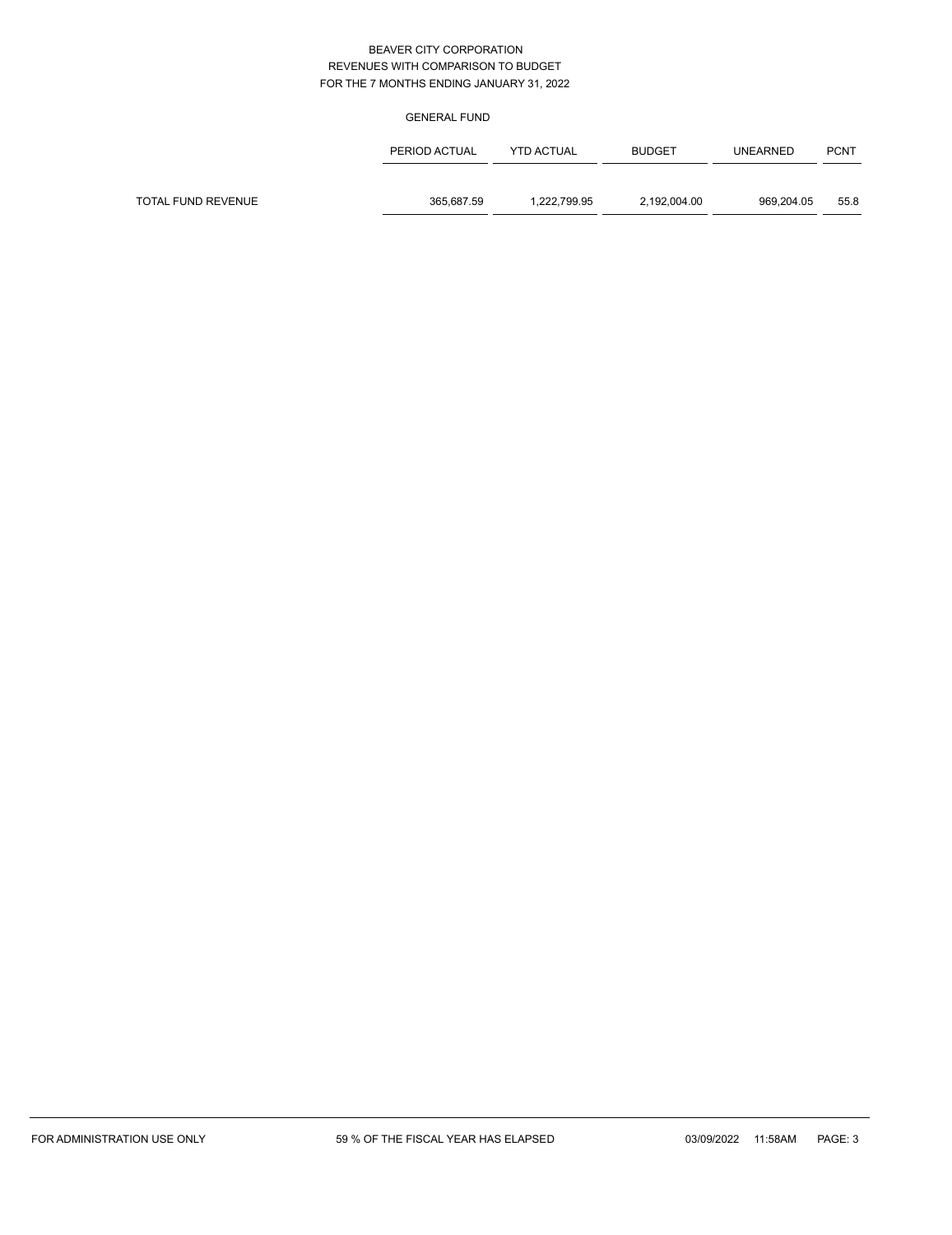BEAVER CITY CORPORATION
REVENUES WITH COMPARISON TO BUDGET
FOR THE 7 MONTHS ENDING JANUARY 31, 2022

GENERAL FUND

| | PERIOD ACTUAL | YTD ACTUAL | BUDGET | UNEARNED | PCNT |
|---|---|---|---|---|---|
| TOTAL FUND REVENUE | 365,687.59 | 1,222,799.95 | 2,192,004.00 | 969,204.05 | 55.8 |

FOR ADMINISTRATION USE ONLY     59 % OF THE FISCAL YEAR HAS ELAPSED     03/09/2022 11:58AM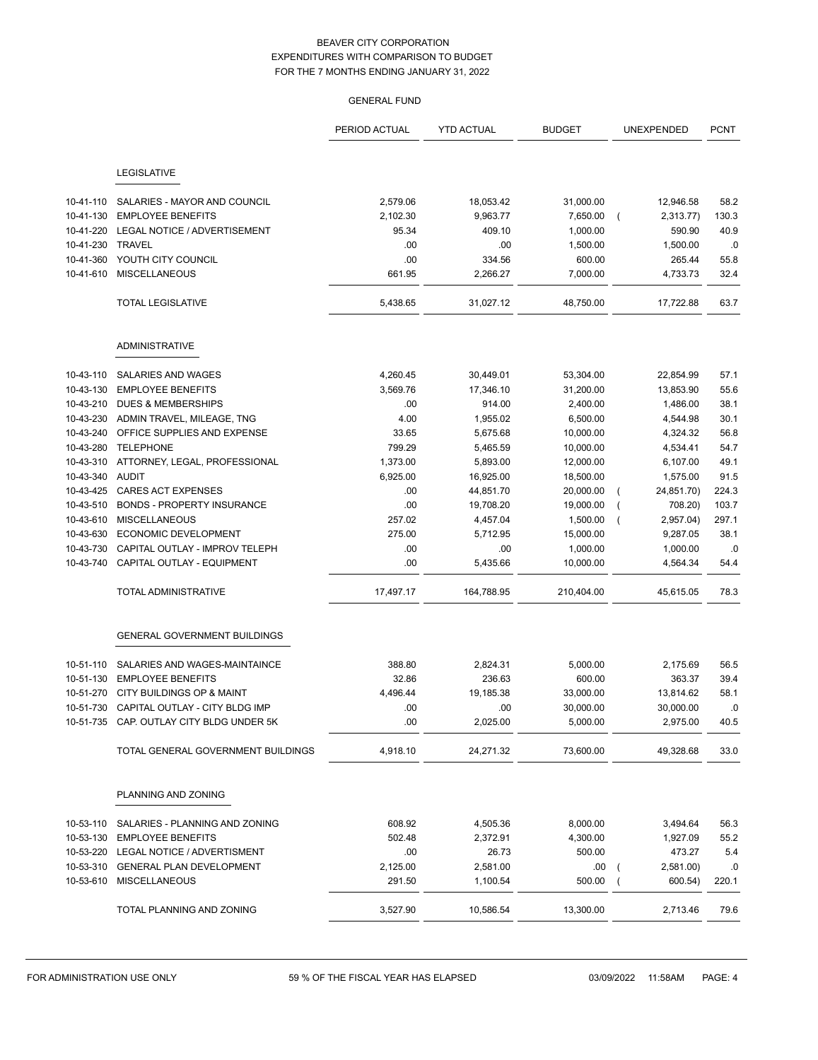# BEAVER CITY CORPORATION
## EXPENDITURES WITH COMPARISON TO BUDGET
## FOR THE 7 MONTHS ENDING JANUARY 31, 2022

GENERAL FUND

| | | PERIOD ACTUAL | YTD ACTUAL | BUDGET | UNEXPENDED | PCNT |
|---|---|---|---|---|---|---|
| | **LEGISLATIVE** | | | | | |
| 10-41-110 | SALARIES - MAYOR AND COUNCIL | 2,579.06 | 18,053.42 | 31,000.00 | 12,946.58 | 58.2 |
| 10-41-130 | EMPLOYEE BENEFITS | 2,102.30 | 9,963.77 | 7,650.00 | ( 2,313.77) | 130.3 |
| 10-41-220 | LEGAL NOTICE / ADVERTISEMENT | 95.34 | 409.10 | 1,000.00 | 590.90 | 40.9 |
| 10-41-230 | TRAVEL | .00 | .00 | 1,500.00 | 1,500.00 | .0 |
| 10-41-360 | YOUTH CITY COUNCIL | .00 | 334.56 | 600.00 | 265.44 | 55.8 |
| 10-41-610 | MISCELLANEOUS | 661.95 | 2,266.27 | 7,000.00 | 4,733.73 | 32.4 |
| | TOTAL LEGISLATIVE | 5,438.65 | 31,027.12 | 48,750.00 | 17,722.88 | 63.7 |
| | **ADMINISTRATIVE** | | | | | |
| 10-43-110 | SALARIES AND WAGES | 4,260.45 | 30,449.01 | 53,304.00 | 22,854.99 | 57.1 |
| 10-43-130 | EMPLOYEE BENEFITS | 3,569.76 | 17,346.10 | 31,200.00 | 13,853.90 | 55.6 |
| 10-43-210 | DUES & MEMBERSHIPS | .00 | 914.00 | 2,400.00 | 1,486.00 | 38.1 |
| 10-43-230 | ADMIN TRAVEL, MILEAGE, TNG | 4.00 | 1,955.02 | 6,500.00 | 4,544.98 | 30.1 |
| 10-43-240 | OFFICE SUPPLIES AND EXPENSE | 33.65 | 5,675.68 | 10,000.00 | 4,324.32 | 56.8 |
| 10-43-280 | TELEPHONE | 799.29 | 5,465.59 | 10,000.00 | 4,534.41 | 54.7 |
| 10-43-310 | ATTORNEY, LEGAL, PROFESSIONAL | 1,373.00 | 5,893.00 | 12,000.00 | 6,107.00 | 49.1 |
| 10-43-340 | AUDIT | 6,925.00 | 16,925.00 | 18,500.00 | 1,575.00 | 91.5 |
| 10-43-425 | CARES ACT EXPENSES | .00 | 44,851.70 | 20,000.00 | ( 24,851.70) | 224.3 |
| 10-43-510 | BONDS - PROPERTY INSURANCE | .00 | 19,708.20 | 19,000.00 | ( 708.20) | 103.7 |
| 10-43-610 | MISCELLANEOUS | 257.02 | 4,457.04 | 1,500.00 | ( 2,957.04) | 297.1 |
| 10-43-630 | ECONOMIC DEVELOPMENT | 275.00 | 5,712.95 | 15,000.00 | 9,287.05 | 38.1 |
| 10-43-730 | CAPITAL OUTLAY - IMPROV TELEPH | .00 | .00 | 1,000.00 | 1,000.00 | .0 |
| 10-43-740 | CAPITAL OUTLAY - EQUIPMENT | .00 | 5,435.66 | 10,000.00 | 4,564.34 | 54.4 |
| | TOTAL ADMINISTRATIVE | 17,497.17 | 164,788.95 | 210,404.00 | 45,615.05 | 78.3 |
| | **GENERAL GOVERNMENT BUILDINGS** | | | | | |
| 10-51-110 | SALARIES AND WAGES-MAINTAINCE | 388.80 | 2,824.31 | 5,000.00 | 2,175.69 | 56.5 |
| 10-51-130 | EMPLOYEE BENEFITS | 32.86 | 236.63 | 600.00 | 363.37 | 39.4 |
| 10-51-270 | CITY BUILDINGS OP & MAINT | 4,496.44 | 19,185.38 | 33,000.00 | 13,814.62 | 58.1 |
| 10-51-730 | CAPITAL OUTLAY - CITY BLDG IMP | .00 | .00 | 30,000.00 | 30,000.00 | .0 |
| 10-51-735 | CAP. OUTLAY CITY BLDG UNDER 5K | .00 | 2,025.00 | 5,000.00 | 2,975.00 | 40.5 |
| | TOTAL GENERAL GOVERNMENT BUILDINGS | 4,918.10 | 24,271.32 | 73,600.00 | 49,328.68 | 33.0 |
| | **PLANNING AND ZONING** | | | | | |
| 10-53-110 | SALARIES - PLANNING AND ZONING | 608.92 | 4,505.36 | 8,000.00 | 3,494.64 | 56.3 |
| 10-53-130 | EMPLOYEE BENEFITS | 502.48 | 2,372.91 | 4,300.00 | 1,927.09 | 55.2 |
| 10-53-220 | LEGAL NOTICE / ADVERTISMENT | .00 | 26.73 | 500.00 | 473.27 | 5.4 |
| 10-53-310 | GENERAL PLAN DEVELOPMENT | 2,125.00 | 2,581.00 | .00 | ( 2,581.00) | .0 |
| 10-53-610 | MISCELLANEOUS | 291.50 | 1,100.54 | 500.00 | ( 600.54) | 220.1 |
| | TOTAL PLANNING AND ZONING | 3,527.90 | 10,586.54 | 13,300.00 | 2,713.46 | 79.6 |

FOR ADMINISTRATION USE ONLY — 59 % OF THE FISCAL YEAR HAS ELAPSED — 03/09/2022 11:58AM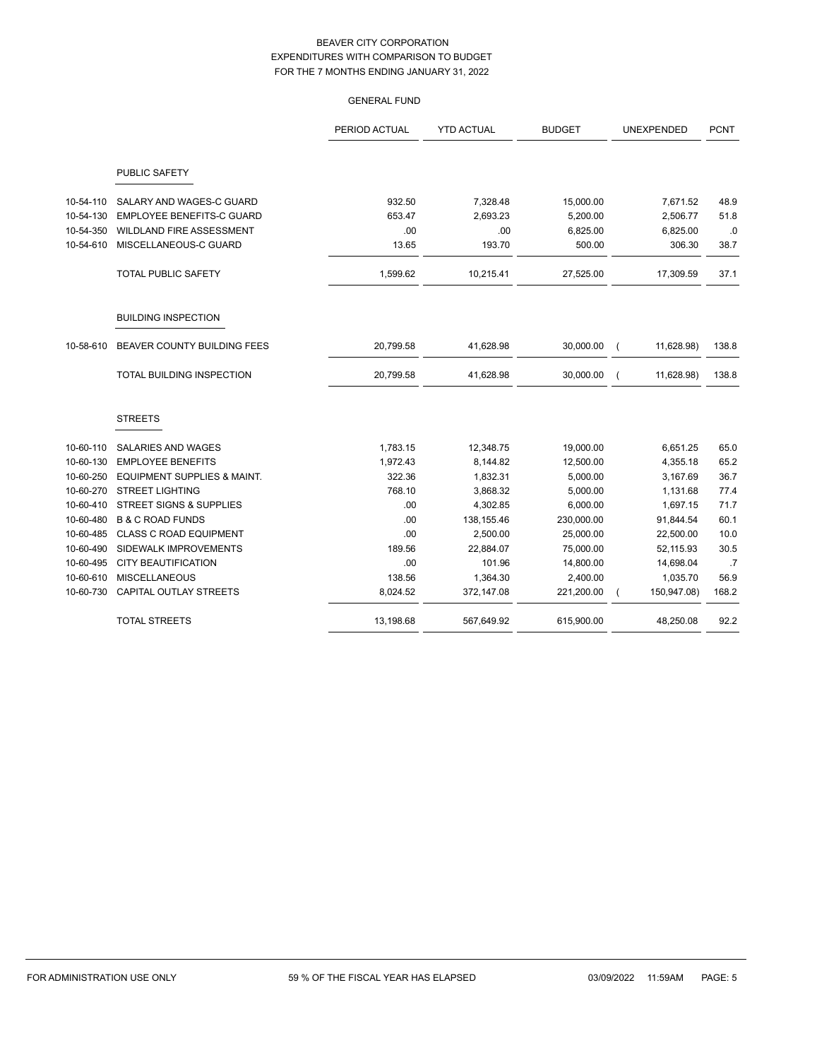BEAVER CITY CORPORATION
EXPENDITURES WITH COMPARISON TO BUDGET
FOR THE 7 MONTHS ENDING JANUARY 31, 2022

GENERAL FUND

| | | PERIOD ACTUAL | YTD ACTUAL | BUDGET | UNEXPENDED | PCNT |
|---|---|---|---|---|---|---|
| | **PUBLIC SAFETY** | | | | | |
| 10-54-110 | SALARY AND WAGES-C GUARD | 932.50 | 7,328.48 | 15,000.00 | 7,671.52 | 48.9 |
| 10-54-130 | EMPLOYEE BENEFITS-C GUARD | 653.47 | 2,693.23 | 5,200.00 | 2,506.77 | 51.8 |
| 10-54-350 | WILDLAND FIRE ASSESSMENT | .00 | .00 | 6,825.00 | 6,825.00 | .0 |
| 10-54-610 | MISCELLANEOUS-C GUARD | 13.65 | 193.70 | 500.00 | 306.30 | 38.7 |
| | TOTAL PUBLIC SAFETY | 1,599.62 | 10,215.41 | 27,525.00 | 17,309.59 | 37.1 |
| | **BUILDING INSPECTION** | | | | | |
| 10-58-610 | BEAVER COUNTY BUILDING FEES | 20,799.58 | 41,628.98 | 30,000.00 | ( 11,628.98) | 138.8 |
| | TOTAL BUILDING INSPECTION | 20,799.58 | 41,628.98 | 30,000.00 | ( 11,628.98) | 138.8 |
| | **STREETS** | | | | | |
| 10-60-110 | SALARIES AND WAGES | 1,783.15 | 12,348.75 | 19,000.00 | 6,651.25 | 65.0 |
| 10-60-130 | EMPLOYEE BENEFITS | 1,972.43 | 8,144.82 | 12,500.00 | 4,355.18 | 65.2 |
| 10-60-250 | EQUIPMENT SUPPLIES & MAINT. | 322.36 | 1,832.31 | 5,000.00 | 3,167.69 | 36.7 |
| 10-60-270 | STREET LIGHTING | 768.10 | 3,868.32 | 5,000.00 | 1,131.68 | 77.4 |
| 10-60-410 | STREET SIGNS & SUPPLIES | .00 | 4,302.85 | 6,000.00 | 1,697.15 | 71.7 |
| 10-60-480 | B & C ROAD FUNDS | .00 | 138,155.46 | 230,000.00 | 91,844.54 | 60.1 |
| 10-60-485 | CLASS C ROAD EQUIPMENT | .00 | 2,500.00 | 25,000.00 | 22,500.00 | 10.0 |
| 10-60-490 | SIDEWALK IMPROVEMENTS | 189.56 | 22,884.07 | 75,000.00 | 52,115.93 | 30.5 |
| 10-60-495 | CITY BEAUTIFICATION | .00 | 101.96 | 14,800.00 | 14,698.04 | .7 |
| 10-60-610 | MISCELLANEOUS | 138.56 | 1,364.30 | 2,400.00 | 1,035.70 | 56.9 |
| 10-60-730 | CAPITAL OUTLAY STREETS | 8,024.52 | 372,147.08 | 221,200.00 | ( 150,947.08) | 168.2 |
| | TOTAL STREETS | 13,198.68 | 567,649.92 | 615,900.00 | 48,250.08 | 92.2 |

FOR ADMINISTRATION USE ONLY — 59 % OF THE FISCAL YEAR HAS ELAPSED — 03/09/2022 11:59AM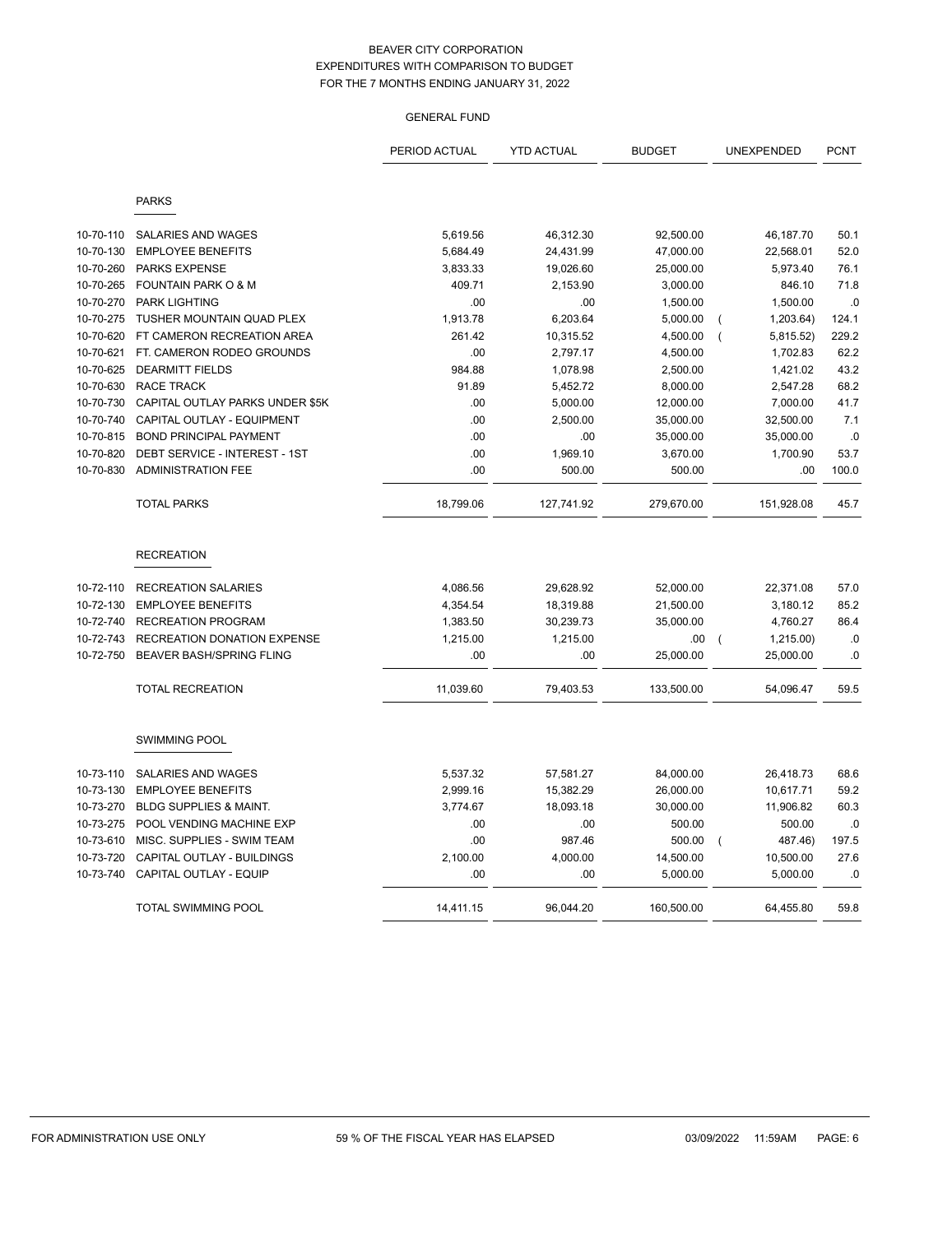BEAVER CITY CORPORATION
EXPENDITURES WITH COMPARISON TO BUDGET
FOR THE 7 MONTHS ENDING JANUARY 31, 2022

GENERAL FUND

| | | PERIOD ACTUAL | YTD ACTUAL | BUDGET | UNEXPENDED | PCNT |
|---|---|---|---|---|---|---|
| | **PARKS** | | | | | |
| 10-70-110 | SALARIES AND WAGES | 5,619.56 | 46,312.30 | 92,500.00 | 46,187.70 | 50.1 |
| 10-70-130 | EMPLOYEE BENEFITS | 5,684.49 | 24,431.99 | 47,000.00 | 22,568.01 | 52.0 |
| 10-70-260 | PARKS EXPENSE | 3,833.33 | 19,026.60 | 25,000.00 | 5,973.40 | 76.1 |
| 10-70-265 | FOUNTAIN PARK O & M | 409.71 | 2,153.90 | 3,000.00 | 846.10 | 71.8 |
| 10-70-270 | PARK LIGHTING | .00 | .00 | 1,500.00 | 1,500.00 | .0 |
| 10-70-275 | TUSHER MOUNTAIN QUAD PLEX | 1,913.78 | 6,203.64 | 5,000.00 | ( 1,203.64) | 124.1 |
| 10-70-620 | FT CAMERON RECREATION AREA | 261.42 | 10,315.52 | 4,500.00 | ( 5,815.52) | 229.2 |
| 10-70-621 | FT. CAMERON RODEO GROUNDS | .00 | 2,797.17 | 4,500.00 | 1,702.83 | 62.2 |
| 10-70-625 | DEARMITT FIELDS | 984.88 | 1,078.98 | 2,500.00 | 1,421.02 | 43.2 |
| 10-70-630 | RACE TRACK | 91.89 | 5,452.72 | 8,000.00 | 2,547.28 | 68.2 |
| 10-70-730 | CAPITAL OUTLAY PARKS UNDER $5K | .00 | 5,000.00 | 12,000.00 | 7,000.00 | 41.7 |
| 10-70-740 | CAPITAL OUTLAY - EQUIPMENT | .00 | 2,500.00 | 35,000.00 | 32,500.00 | 7.1 |
| 10-70-815 | BOND PRINCIPAL PAYMENT | .00 | .00 | 35,000.00 | 35,000.00 | .0 |
| 10-70-820 | DEBT SERVICE - INTEREST - 1ST | .00 | 1,969.10 | 3,670.00 | 1,700.90 | 53.7 |
| 10-70-830 | ADMINISTRATION FEE | .00 | 500.00 | 500.00 | .00 | 100.0 |
| | TOTAL PARKS | 18,799.06 | 127,741.92 | 279,670.00 | 151,928.08 | 45.7 |
| | **RECREATION** | | | | | |
| 10-72-110 | RECREATION SALARIES | 4,086.56 | 29,628.92 | 52,000.00 | 22,371.08 | 57.0 |
| 10-72-130 | EMPLOYEE BENEFITS | 4,354.54 | 18,319.88 | 21,500.00 | 3,180.12 | 85.2 |
| 10-72-740 | RECREATION PROGRAM | 1,383.50 | 30,239.73 | 35,000.00 | 4,760.27 | 86.4 |
| 10-72-743 | RECREATION DONATION EXPENSE | 1,215.00 | 1,215.00 | .00 | ( 1,215.00) | .0 |
| 10-72-750 | BEAVER BASH/SPRING FLING | .00 | .00 | 25,000.00 | 25,000.00 | .0 |
| | TOTAL RECREATION | 11,039.60 | 79,403.53 | 133,500.00 | 54,096.47 | 59.5 |
| | **SWIMMING POOL** | | | | | |
| 10-73-110 | SALARIES AND WAGES | 5,537.32 | 57,581.27 | 84,000.00 | 26,418.73 | 68.6 |
| 10-73-130 | EMPLOYEE BENEFITS | 2,999.16 | 15,382.29 | 26,000.00 | 10,617.71 | 59.2 |
| 10-73-270 | BLDG SUPPLIES & MAINT. | 3,774.67 | 18,093.18 | 30,000.00 | 11,906.82 | 60.3 |
| 10-73-275 | POOL VENDING MACHINE EXP | .00 | .00 | 500.00 | 500.00 | .0 |
| 10-73-610 | MISC. SUPPLIES - SWIM TEAM | .00 | 987.46 | 500.00 | ( 487.46) | 197.5 |
| 10-73-720 | CAPITAL OUTLAY - BUILDINGS | 2,100.00 | 4,000.00 | 14,500.00 | 10,500.00 | 27.6 |
| 10-73-740 | CAPITAL OUTLAY - EQUIP | .00 | .00 | 5,000.00 | 5,000.00 | .0 |
| | TOTAL SWIMMING POOL | 14,411.15 | 96,044.20 | 160,500.00 | 64,455.80 | 59.8 |

FOR ADMINISTRATION USE ONLY　　59 % OF THE FISCAL YEAR HAS ELAPSED　　03/09/2022 11:59AM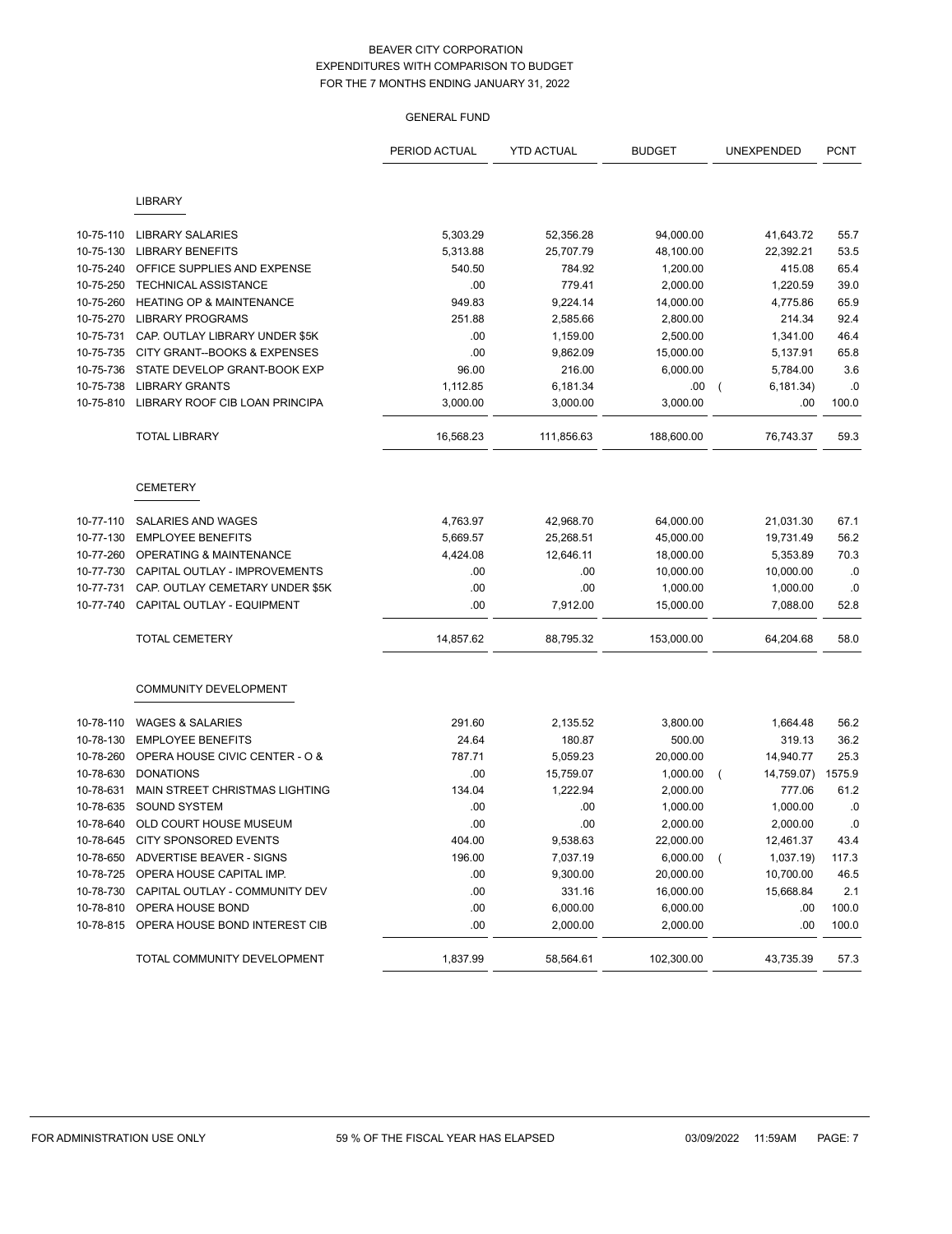BEAVER CITY CORPORATION
EXPENDITURES WITH COMPARISON TO BUDGET
FOR THE 7 MONTHS ENDING JANUARY 31, 2022

GENERAL FUND

| | | PERIOD ACTUAL | YTD ACTUAL | BUDGET | UNEXPENDED | PCNT |
|---|---|---|---|---|---|---|
| | **LIBRARY** | | | | | |
| 10-75-110 | LIBRARY SALARIES | 5,303.29 | 52,356.28 | 94,000.00 | 41,643.72 | 55.7 |
| 10-75-130 | LIBRARY BENEFITS | 5,313.88 | 25,707.79 | 48,100.00 | 22,392.21 | 53.5 |
| 10-75-240 | OFFICE SUPPLIES AND EXPENSE | 540.50 | 784.92 | 1,200.00 | 415.08 | 65.4 |
| 10-75-250 | TECHNICAL ASSISTANCE | .00 | 779.41 | 2,000.00 | 1,220.59 | 39.0 |
| 10-75-260 | HEATING OP & MAINTENANCE | 949.83 | 9,224.14 | 14,000.00 | 4,775.86 | 65.9 |
| 10-75-270 | LIBRARY PROGRAMS | 251.88 | 2,585.66 | 2,800.00 | 214.34 | 92.4 |
| 10-75-731 | CAP. OUTLAY LIBRARY UNDER $5K | .00 | 1,159.00 | 2,500.00 | 1,341.00 | 46.4 |
| 10-75-735 | CITY GRANT--BOOKS & EXPENSES | .00 | 9,862.09 | 15,000.00 | 5,137.91 | 65.8 |
| 10-75-736 | STATE DEVELOP GRANT-BOOK EXP | 96.00 | 216.00 | 6,000.00 | 5,784.00 | 3.6 |
| 10-75-738 | LIBRARY GRANTS | 1,112.85 | 6,181.34 | .00 | ( 6,181.34) | .0 |
| 10-75-810 | LIBRARY ROOF CIB LOAN PRINCIPA | 3,000.00 | 3,000.00 | 3,000.00 | .00 | 100.0 |
| | TOTAL LIBRARY | 16,568.23 | 111,856.63 | 188,600.00 | 76,743.37 | 59.3 |
| | **CEMETERY** | | | | | |
| 10-77-110 | SALARIES AND WAGES | 4,763.97 | 42,968.70 | 64,000.00 | 21,031.30 | 67.1 |
| 10-77-130 | EMPLOYEE BENEFITS | 5,669.57 | 25,268.51 | 45,000.00 | 19,731.49 | 56.2 |
| 10-77-260 | OPERATING & MAINTENANCE | 4,424.08 | 12,646.11 | 18,000.00 | 5,353.89 | 70.3 |
| 10-77-730 | CAPITAL OUTLAY - IMPROVEMENTS | .00 | .00 | 10,000.00 | 10,000.00 | .0 |
| 10-77-731 | CAP. OUTLAY CEMETARY UNDER $5K | .00 | .00 | 1,000.00 | 1,000.00 | .0 |
| 10-77-740 | CAPITAL OUTLAY - EQUIPMENT | .00 | 7,912.00 | 15,000.00 | 7,088.00 | 52.8 |
| | TOTAL CEMETERY | 14,857.62 | 88,795.32 | 153,000.00 | 64,204.68 | 58.0 |
| | **COMMUNITY DEVELOPMENT** | | | | | |
| 10-78-110 | WAGES & SALARIES | 291.60 | 2,135.52 | 3,800.00 | 1,664.48 | 56.2 |
| 10-78-130 | EMPLOYEE BENEFITS | 24.64 | 180.87 | 500.00 | 319.13 | 36.2 |
| 10-78-260 | OPERA HOUSE CIVIC CENTER - O & | 787.71 | 5,059.23 | 20,000.00 | 14,940.77 | 25.3 |
| 10-78-630 | DONATIONS | .00 | 15,759.07 | 1,000.00 | ( 14,759.07) | 1575.9 |
| 10-78-631 | MAIN STREET CHRISTMAS LIGHTING | 134.04 | 1,222.94 | 2,000.00 | 777.06 | 61.2 |
| 10-78-635 | SOUND SYSTEM | .00 | .00 | 1,000.00 | 1,000.00 | .0 |
| 10-78-640 | OLD COURT HOUSE MUSEUM | .00 | .00 | 2,000.00 | 2,000.00 | .0 |
| 10-78-645 | CITY SPONSORED EVENTS | 404.00 | 9,538.63 | 22,000.00 | 12,461.37 | 43.4 |
| 10-78-650 | ADVERTISE BEAVER - SIGNS | 196.00 | 7,037.19 | 6,000.00 | ( 1,037.19) | 117.3 |
| 10-78-725 | OPERA HOUSE CAPITAL IMP. | .00 | 9,300.00 | 20,000.00 | 10,700.00 | 46.5 |
| 10-78-730 | CAPITAL OUTLAY - COMMUNITY DEV | .00 | 331.16 | 16,000.00 | 15,668.84 | 2.1 |
| 10-78-810 | OPERA HOUSE BOND | .00 | 6,000.00 | 6,000.00 | .00 | 100.0 |
| 10-78-815 | OPERA HOUSE BOND INTEREST CIB | .00 | 2,000.00 | 2,000.00 | .00 | 100.0 |
| | TOTAL COMMUNITY DEVELOPMENT | 1,837.99 | 58,564.61 | 102,300.00 | 43,735.39 | 57.3 |

FOR ADMINISTRATION USE ONLY — 59 % OF THE FISCAL YEAR HAS ELAPSED — 03/09/2022 11:59AM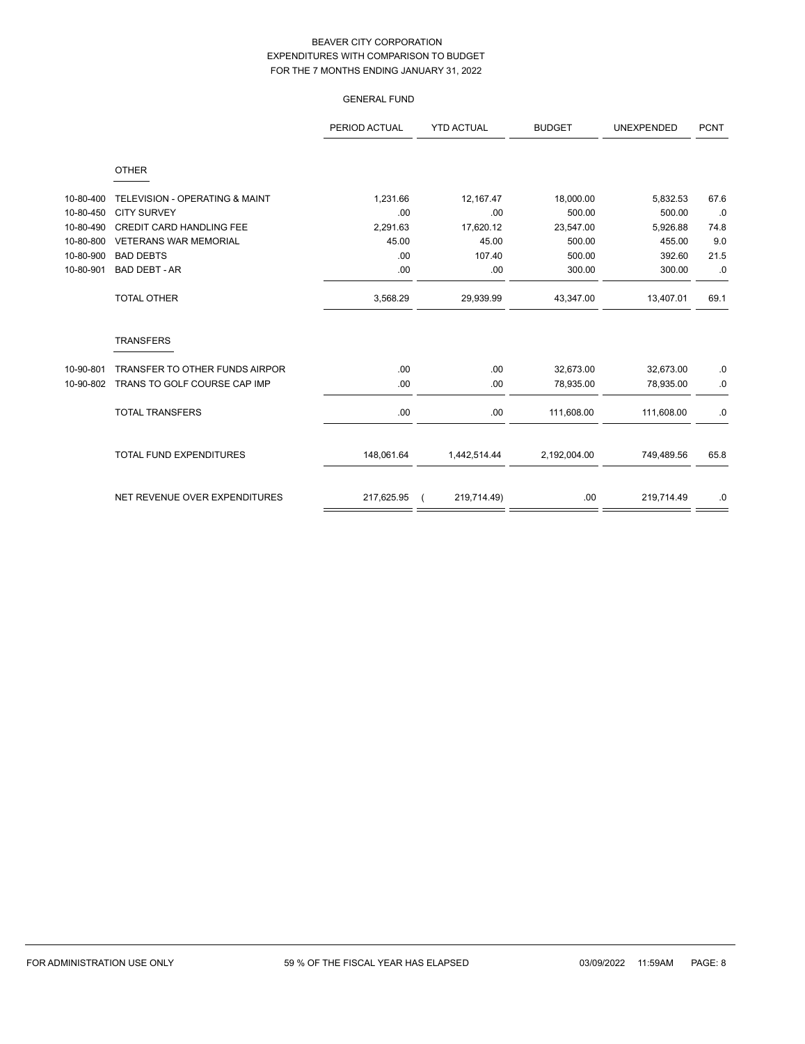BEAVER CITY CORPORATION
EXPENDITURES WITH COMPARISON TO BUDGET
FOR THE 7 MONTHS ENDING JANUARY 31, 2022

GENERAL FUND

| | | PERIOD ACTUAL | YTD ACTUAL | BUDGET | UNEXPENDED | PCNT |
|---|---|---|---|---|---|---|
| | **OTHER** | | | | | |
| 10-80-400 | TELEVISION - OPERATING & MAINT | 1,231.66 | 12,167.47 | 18,000.00 | 5,832.53 | 67.6 |
| 10-80-450 | CITY SURVEY | .00 | .00 | 500.00 | 500.00 | .0 |
| 10-80-490 | CREDIT CARD HANDLING FEE | 2,291.63 | 17,620.12 | 23,547.00 | 5,926.88 | 74.8 |
| 10-80-800 | VETERANS WAR MEMORIAL | 45.00 | 45.00 | 500.00 | 455.00 | 9.0 |
| 10-80-900 | BAD DEBTS | .00 | 107.40 | 500.00 | 392.60 | 21.5 |
| 10-80-901 | BAD DEBT - AR | .00 | .00 | 300.00 | 300.00 | .0 |
| | TOTAL OTHER | 3,568.29 | 29,939.99 | 43,347.00 | 13,407.01 | 69.1 |
| | **TRANSFERS** | | | | | |
| 10-90-801 | TRANSFER TO OTHER FUNDS AIRPOR | .00 | .00 | 32,673.00 | 32,673.00 | .0 |
| 10-90-802 | TRANS TO GOLF COURSE CAP IMP | .00 | .00 | 78,935.00 | 78,935.00 | .0 |
| | TOTAL TRANSFERS | .00 | .00 | 111,608.00 | 111,608.00 | .0 |
| | TOTAL FUND EXPENDITURES | 148,061.64 | 1,442,514.44 | 2,192,004.00 | 749,489.56 | 65.8 |
| | NET REVENUE OVER EXPENDITURES | 217,625.95 | ( 219,714.49) | .00 | 219,714.49 | .0 |

FOR ADMINISTRATION USE ONLY 59 % OF THE FISCAL YEAR HAS ELAPSED 03/09/2022 11:59AM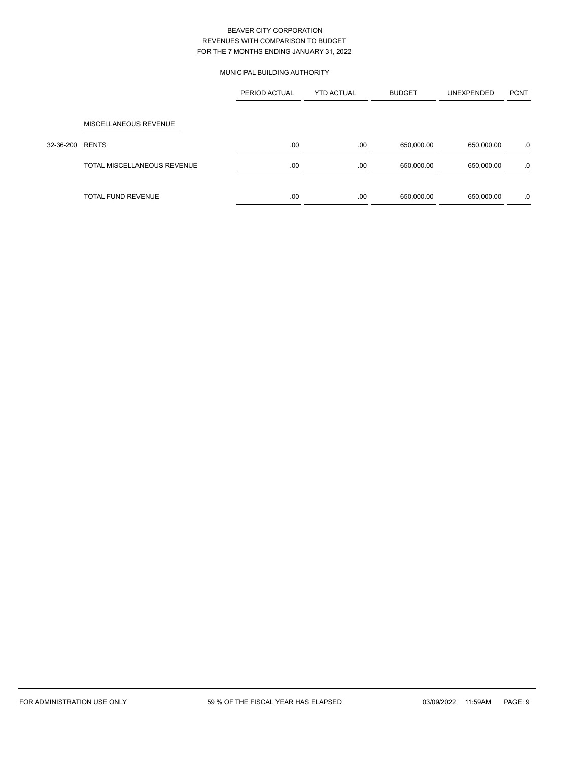# BEAVER CITY CORPORATION
## REVENUES WITH COMPARISON TO BUDGET
## FOR THE 7 MONTHS ENDING JANUARY 31, 2022

### MUNICIPAL BUILDING AUTHORITY

| | | PERIOD ACTUAL | YTD ACTUAL | BUDGET | UNEXPENDED | PCNT |
|---|---|---|---|---|---|---|
| | MISCELLANEOUS REVENUE | | | | | |
| 32-36-200 | RENTS | .00 | .00 | 650,000.00 | 650,000.00 | .0 |
| | TOTAL MISCELLANEOUS REVENUE | .00 | .00 | 650,000.00 | 650,000.00 | .0 |
| | TOTAL FUND REVENUE | .00 | .00 | 650,000.00 | 650,000.00 | .0 |

FOR ADMINISTRATION USE ONLY 59 % OF THE FISCAL YEAR HAS ELAPSED 03/09/2022 11:59AM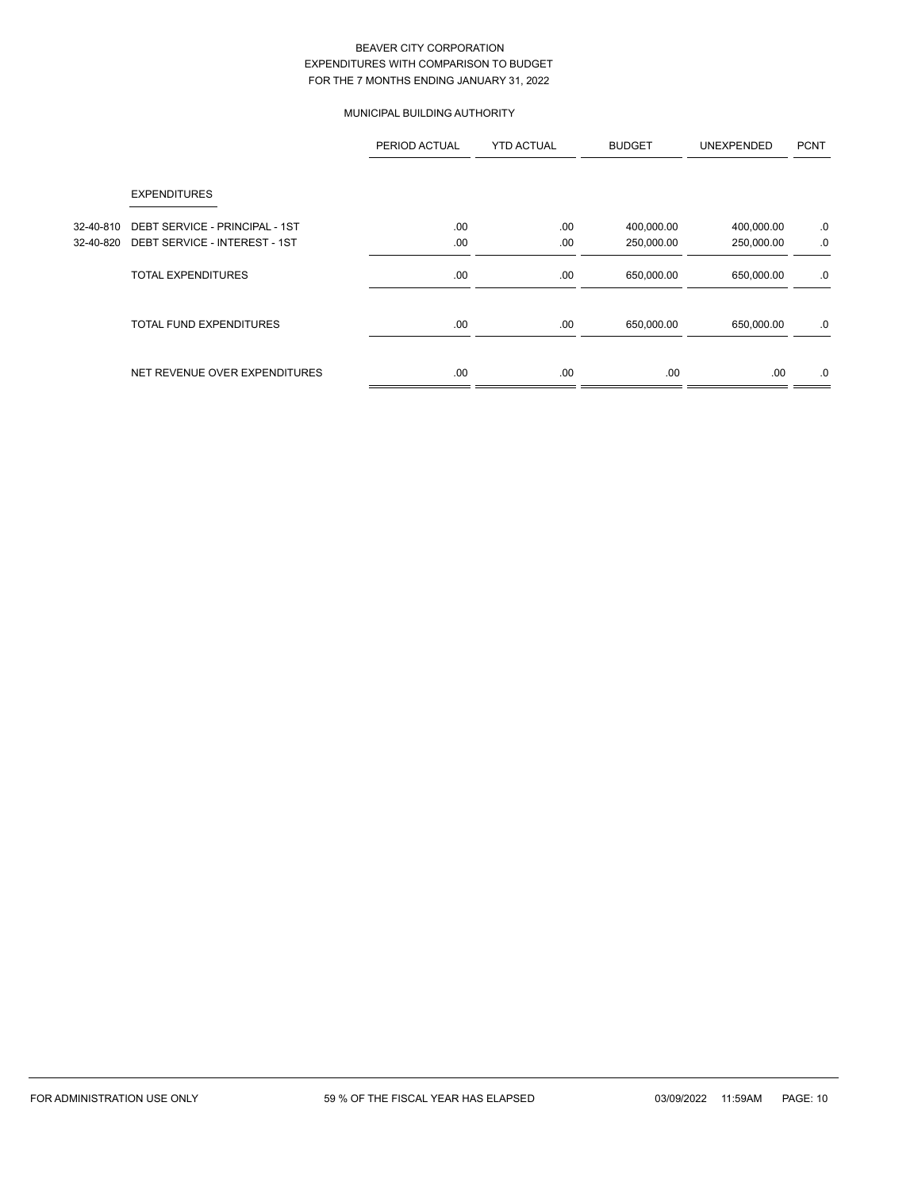BEAVER CITY CORPORATION
EXPENDITURES WITH COMPARISON TO BUDGET
FOR THE 7 MONTHS ENDING JANUARY 31, 2022

MUNICIPAL BUILDING AUTHORITY

| | | PERIOD ACTUAL | YTD ACTUAL | BUDGET | UNEXPENDED | PCNT |
|---|---|---|---|---|---|---|
| | EXPENDITURES | | | | | |
| 32-40-810 | DEBT SERVICE - PRINCIPAL - 1ST | .00 | .00 | 400,000.00 | 400,000.00 | .0 |
| 32-40-820 | DEBT SERVICE - INTEREST - 1ST | .00 | .00 | 250,000.00 | 250,000.00 | .0 |
| | TOTAL EXPENDITURES | .00 | .00 | 650,000.00 | 650,000.00 | .0 |
| | TOTAL FUND EXPENDITURES | .00 | .00 | 650,000.00 | 650,000.00 | .0 |
| | NET REVENUE OVER EXPENDITURES | .00 | .00 | .00 | .00 | .0 |

FOR ADMINISTRATION USE ONLY 59 % OF THE FISCAL YEAR HAS ELAPSED 03/09/2022 11:59AM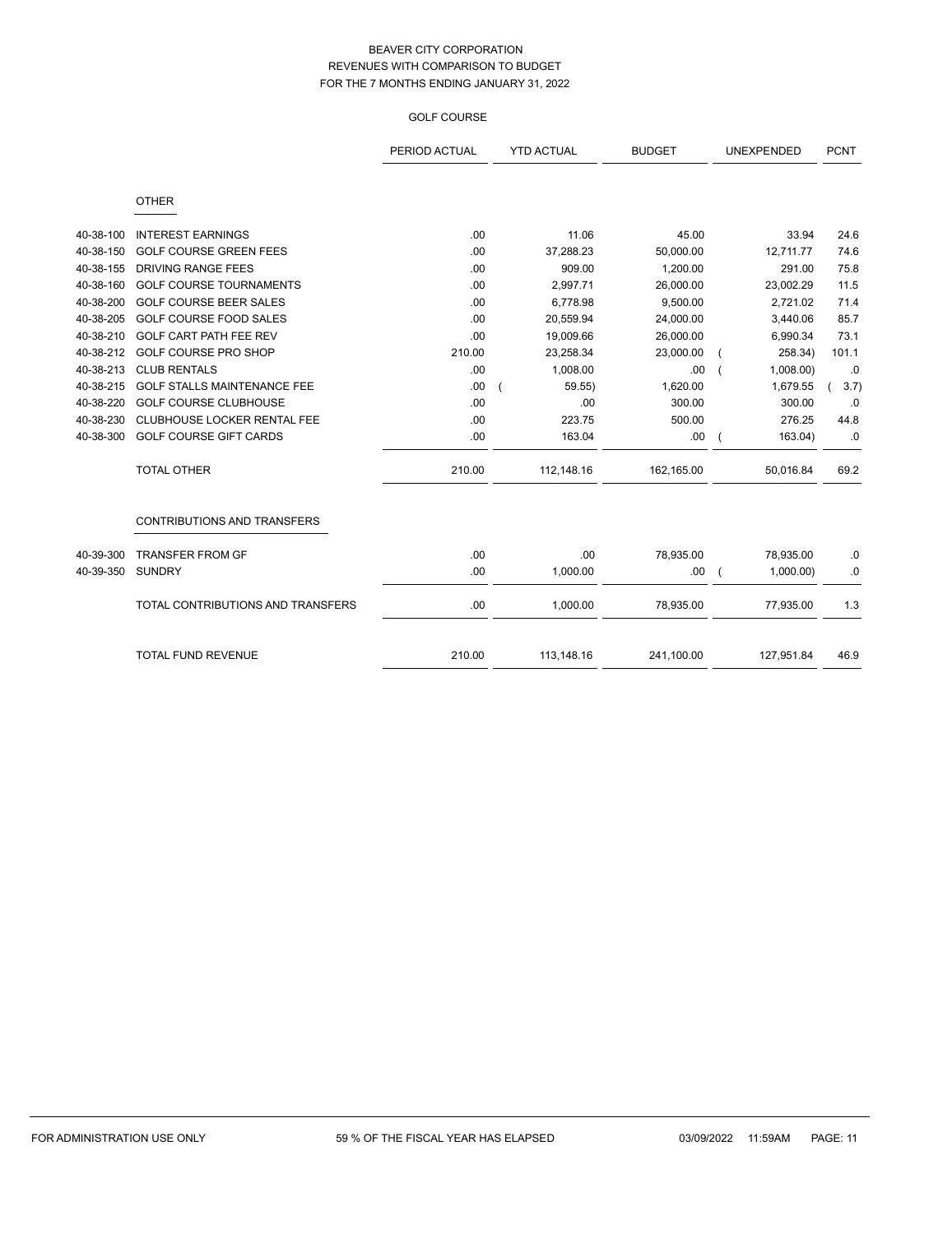# BEAVER CITY CORPORATION
## REVENUES WITH COMPARISON TO BUDGET
## FOR THE 7 MONTHS ENDING JANUARY 31, 2022

### GOLF COURSE

| | | PERIOD ACTUAL | YTD ACTUAL | BUDGET | UNEXPENDED | PCNT |
|---|---|---|---|---|---|---|
| | **OTHER** | | | | | |
| 40-38-100 | INTEREST EARNINGS | .00 | 11.06 | 45.00 | 33.94 | 24.6 |
| 40-38-150 | GOLF COURSE GREEN FEES | .00 | 37,288.23 | 50,000.00 | 12,711.77 | 74.6 |
| 40-38-155 | DRIVING RANGE FEES | .00 | 909.00 | 1,200.00 | 291.00 | 75.8 |
| 40-38-160 | GOLF COURSE TOURNAMENTS | .00 | 2,997.71 | 26,000.00 | 23,002.29 | 11.5 |
| 40-38-200 | GOLF COURSE BEER SALES | .00 | 6,778.98 | 9,500.00 | 2,721.02 | 71.4 |
| 40-38-205 | GOLF COURSE FOOD SALES | .00 | 20,559.94 | 24,000.00 | 3,440.06 | 85.7 |
| 40-38-210 | GOLF CART PATH FEE REV | .00 | 19,009.66 | 26,000.00 | 6,990.34 | 73.1 |
| 40-38-212 | GOLF COURSE PRO SHOP | 210.00 | 23,258.34 | 23,000.00 | ( 258.34) | 101.1 |
| 40-38-213 | CLUB RENTALS | .00 | 1,008.00 | .00 | ( 1,008.00) | .0 |
| 40-38-215 | GOLF STALLS MAINTENANCE FEE | .00 | ( 59.55) | 1,620.00 | 1,679.55 | ( 3.7) |
| 40-38-220 | GOLF COURSE CLUBHOUSE | .00 | .00 | 300.00 | 300.00 | .0 |
| 40-38-230 | CLUBHOUSE LOCKER RENTAL FEE | .00 | 223.75 | 500.00 | 276.25 | 44.8 |
| 40-38-300 | GOLF COURSE GIFT CARDS | .00 | 163.04 | .00 | ( 163.04) | .0 |
| | TOTAL OTHER | 210.00 | 112,148.16 | 162,165.00 | 50,016.84 | 69.2 |
| | **CONTRIBUTIONS AND TRANSFERS** | | | | | |
| 40-39-300 | TRANSFER FROM GF | .00 | .00 | 78,935.00 | 78,935.00 | .0 |
| 40-39-350 | SUNDRY | .00 | 1,000.00 | .00 | ( 1,000.00) | .0 |
| | TOTAL CONTRIBUTIONS AND TRANSFERS | .00 | 1,000.00 | 78,935.00 | 77,935.00 | 1.3 |
| | TOTAL FUND REVENUE | 210.00 | 113,148.16 | 241,100.00 | 127,951.84 | 46.9 |

FOR ADMINISTRATION USE ONLY — 59 % OF THE FISCAL YEAR HAS ELAPSED — 03/09/2022 11:59AM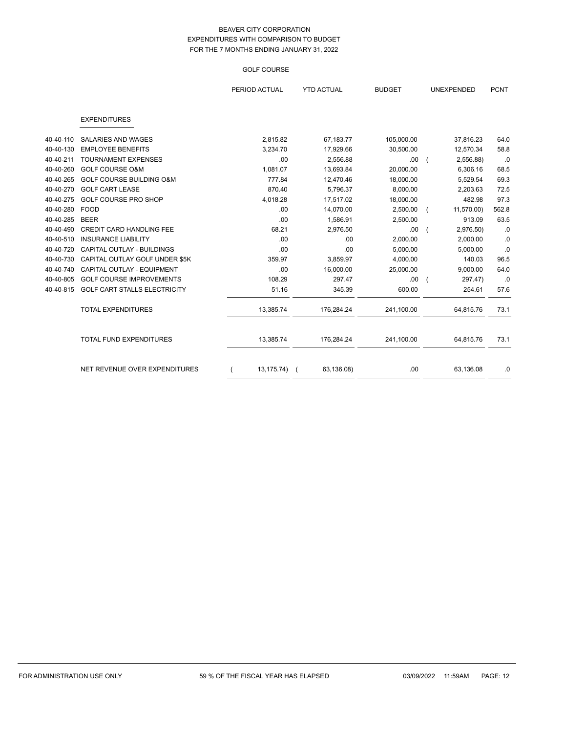# BEAVER CITY CORPORATION
## EXPENDITURES WITH COMPARISON TO BUDGET
## FOR THE 7 MONTHS ENDING JANUARY 31, 2022

### GOLF COURSE

| | | PERIOD ACTUAL | YTD ACTUAL | BUDGET | UNEXPENDED | PCNT |
|---|---|---|---|---|---|---|
| | **EXPENDITURES** | | | | | |
| 40-40-110 | SALARIES AND WAGES | 2,815.82 | 67,183.77 | 105,000.00 | 37,816.23 | 64.0 |
| 40-40-130 | EMPLOYEE BENEFITS | 3,234.70 | 17,929.66 | 30,500.00 | 12,570.34 | 58.8 |
| 40-40-211 | TOURNAMENT EXPENSES | .00 | 2,556.88 | .00 | ( 2,556.88) | .0 |
| 40-40-260 | GOLF COURSE O&M | 1,081.07 | 13,693.84 | 20,000.00 | 6,306.16 | 68.5 |
| 40-40-265 | GOLF COURSE BUILDING O&M | 777.84 | 12,470.46 | 18,000.00 | 5,529.54 | 69.3 |
| 40-40-270 | GOLF CART LEASE | 870.40 | 5,796.37 | 8,000.00 | 2,203.63 | 72.5 |
| 40-40-275 | GOLF COURSE PRO SHOP | 4,018.28 | 17,517.02 | 18,000.00 | 482.98 | 97.3 |
| 40-40-280 | FOOD | .00 | 14,070.00 | 2,500.00 | ( 11,570.00) | 562.8 |
| 40-40-285 | BEER | .00 | 1,586.91 | 2,500.00 | 913.09 | 63.5 |
| 40-40-490 | CREDIT CARD HANDLING FEE | 68.21 | 2,976.50 | .00 | ( 2,976.50) | .0 |
| 40-40-510 | INSURANCE LIABILITY | .00 | .00 | 2,000.00 | 2,000.00 | .0 |
| 40-40-720 | CAPITAL OUTLAY - BUILDINGS | .00 | .00 | 5,000.00 | 5,000.00 | .0 |
| 40-40-730 | CAPITAL OUTLAY GOLF UNDER $5K | 359.97 | 3,859.97 | 4,000.00 | 140.03 | 96.5 |
| 40-40-740 | CAPITAL OUTLAY - EQUIPMENT | .00 | 16,000.00 | 25,000.00 | 9,000.00 | 64.0 |
| 40-40-805 | GOLF COURSE IMPROVEMENTS | 108.29 | 297.47 | .00 | ( 297.47) | .0 |
| 40-40-815 | GOLF CART STALLS ELECTRICITY | 51.16 | 345.39 | 600.00 | 254.61 | 57.6 |
| | TOTAL EXPENDITURES | 13,385.74 | 176,284.24 | 241,100.00 | 64,815.76 | 73.1 |
| | TOTAL FUND EXPENDITURES | 13,385.74 | 176,284.24 | 241,100.00 | 64,815.76 | 73.1 |
| | NET REVENUE OVER EXPENDITURES | ( 13,175.74) | ( 63,136.08) | .00 | 63,136.08 | .0 |

FOR ADMINISTRATION USE ONLY — 59 % OF THE FISCAL YEAR HAS ELAPSED — 03/09/2022 11:59AM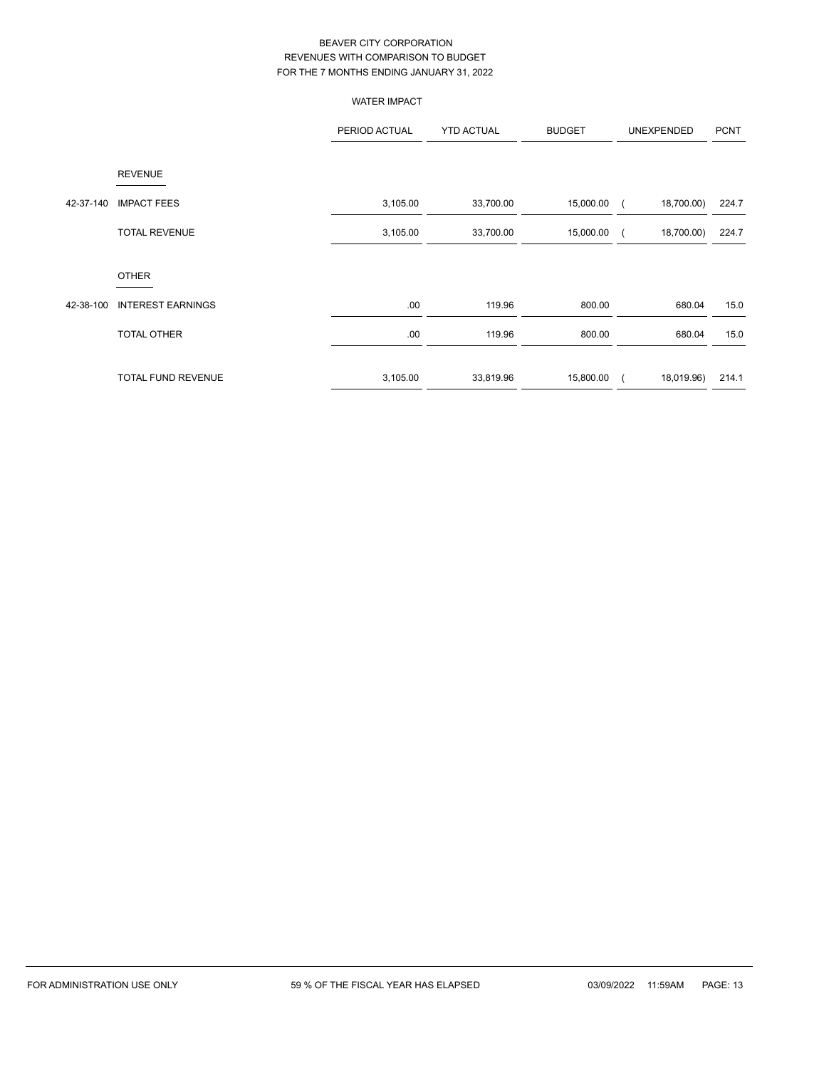BEAVER CITY CORPORATION
REVENUES WITH COMPARISON TO BUDGET
FOR THE 7 MONTHS ENDING JANUARY 31, 2022

WATER IMPACT

| | | PERIOD ACTUAL | YTD ACTUAL | BUDGET | UNEXPENDED | PCNT |
|---|---|---|---|---|---|---|
| | REVENUE | | | | | |
| 42-37-140 | IMPACT FEES | 3,105.00 | 33,700.00 | 15,000.00 | ( 18,700.00) | 224.7 |
| | TOTAL REVENUE | 3,105.00 | 33,700.00 | 15,000.00 | ( 18,700.00) | 224.7 |
| | OTHER | | | | | |
| 42-38-100 | INTEREST EARNINGS | .00 | 119.96 | 800.00 | 680.04 | 15.0 |
| | TOTAL OTHER | .00 | 119.96 | 800.00 | 680.04 | 15.0 |
| | TOTAL FUND REVENUE | 3,105.00 | 33,819.96 | 15,800.00 | ( 18,019.96) | 214.1 |

FOR ADMINISTRATION USE ONLY 59 % OF THE FISCAL YEAR HAS ELAPSED 03/09/2022 11:59AM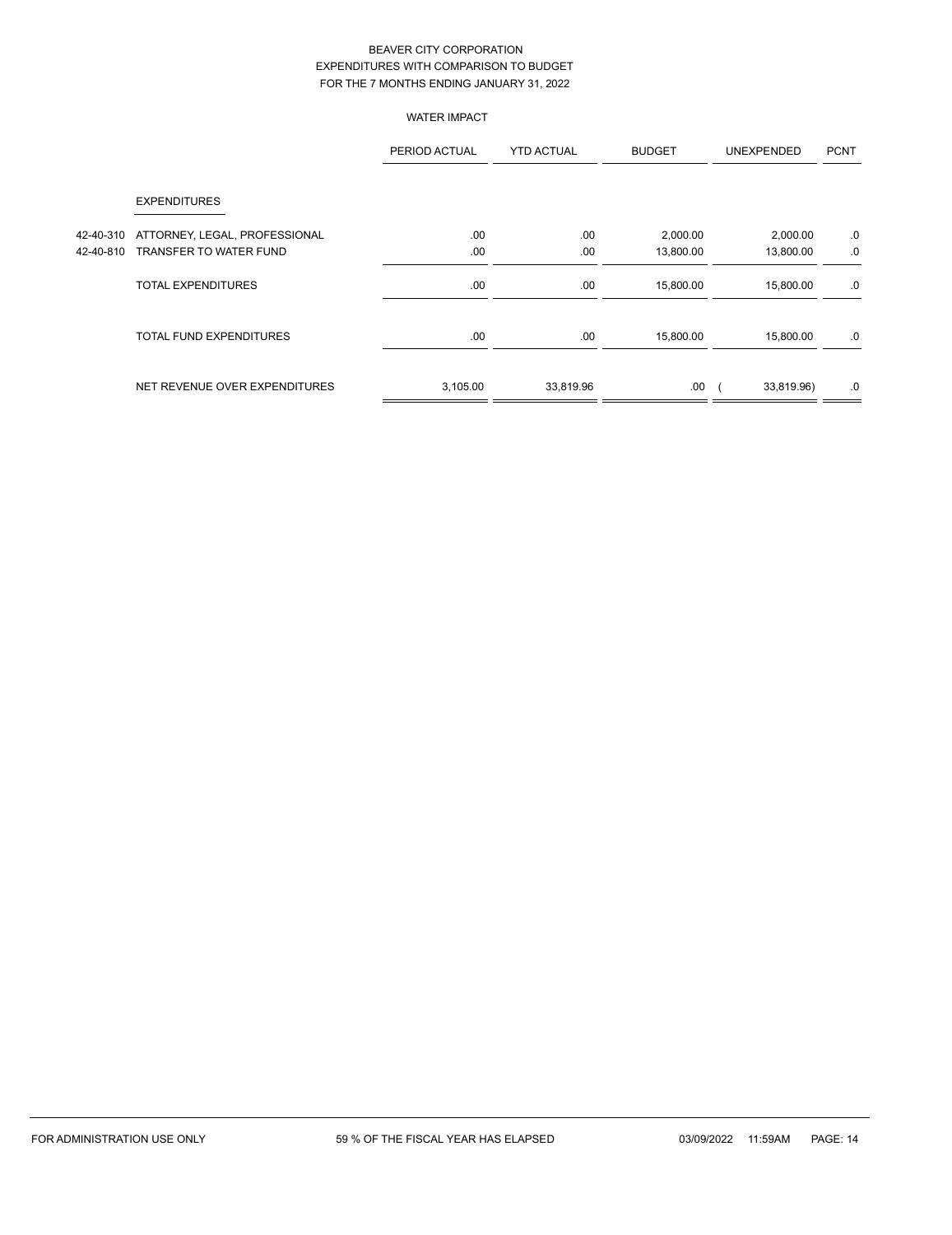BEAVER CITY CORPORATION
EXPENDITURES WITH COMPARISON TO BUDGET
FOR THE 7 MONTHS ENDING JANUARY 31, 2022

WATER IMPACT

| | | PERIOD ACTUAL | YTD ACTUAL | BUDGET | UNEXPENDED | PCNT |
|---|---|---|---|---|---|---|
| | EXPENDITURES | | | | | |
| 42-40-310 | ATTORNEY, LEGAL, PROFESSIONAL | .00 | .00 | 2,000.00 | 2,000.00 | .0 |
| 42-40-810 | TRANSFER TO WATER FUND | .00 | .00 | 13,800.00 | 13,800.00 | .0 |
| | TOTAL EXPENDITURES | .00 | .00 | 15,800.00 | 15,800.00 | .0 |
| | TOTAL FUND EXPENDITURES | .00 | .00 | 15,800.00 | 15,800.00 | .0 |
| | NET REVENUE OVER EXPENDITURES | 3,105.00 | 33,819.96 | .00 | ( 33,819.96) | .0 |

FOR ADMINISTRATION USE ONLY 59 % OF THE FISCAL YEAR HAS ELAPSED 03/09/2022 11:59AM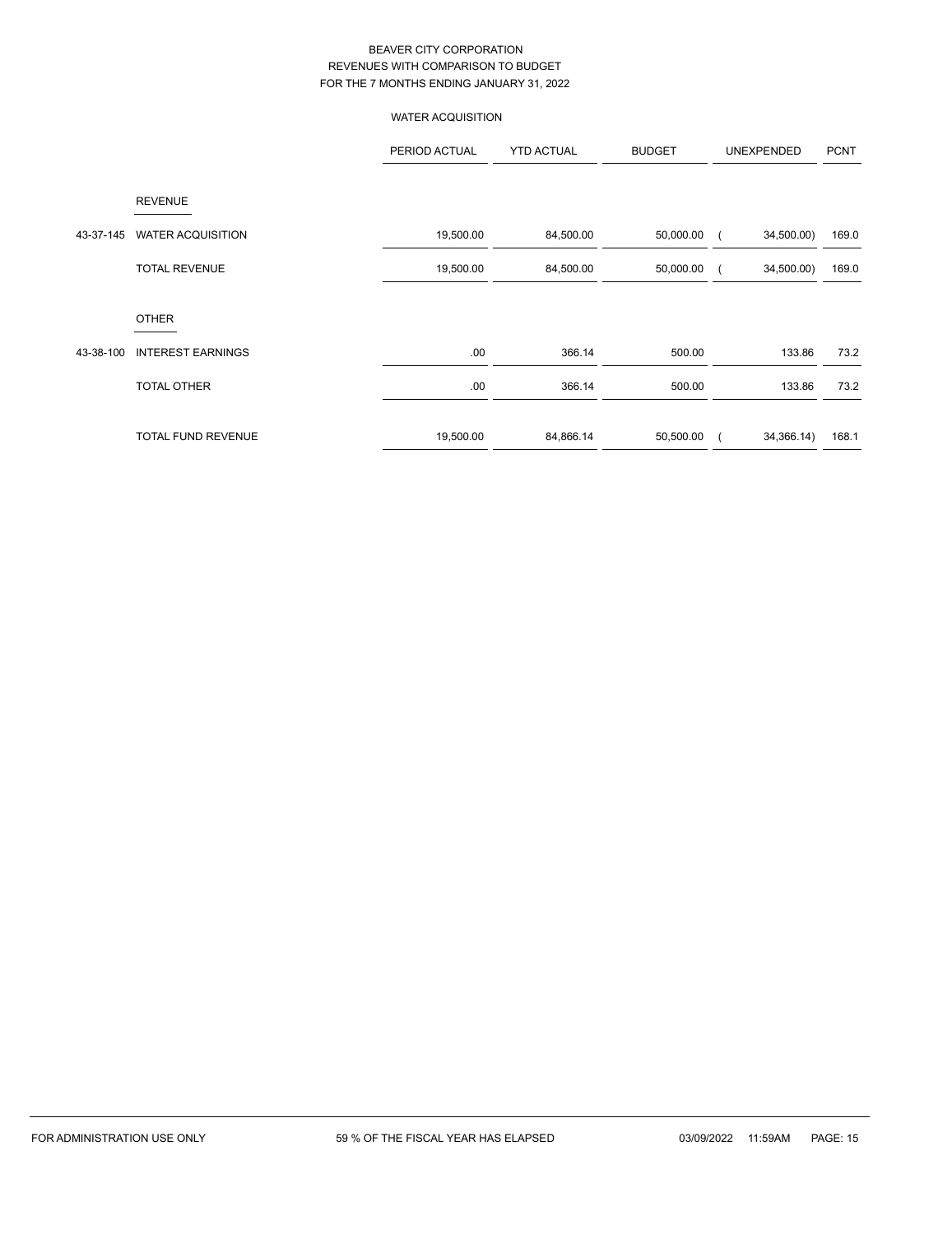BEAVER CITY CORPORATION
REVENUES WITH COMPARISON TO BUDGET
FOR THE 7 MONTHS ENDING JANUARY 31, 2022

WATER ACQUISITION

| | | PERIOD ACTUAL | YTD ACTUAL | BUDGET | UNEXPENDED | PCNT |
|---|---|---|---|---|---|---|
| | **REVENUE** | | | | | |
| 43-37-145 | WATER ACQUISITION | 19,500.00 | 84,500.00 | 50,000.00 | ( 34,500.00) | 169.0 |
| | TOTAL REVENUE | 19,500.00 | 84,500.00 | 50,000.00 | ( 34,500.00) | 169.0 |
| | **OTHER** | | | | | |
| 43-38-100 | INTEREST EARNINGS | .00 | 366.14 | 500.00 | 133.86 | 73.2 |
| | TOTAL OTHER | .00 | 366.14 | 500.00 | 133.86 | 73.2 |
| | TOTAL FUND REVENUE | 19,500.00 | 84,866.14 | 50,500.00 | ( 34,366.14) | 168.1 |

FOR ADMINISTRATION USE ONLY 59 % OF THE FISCAL YEAR HAS ELAPSED 03/09/2022 11:59AM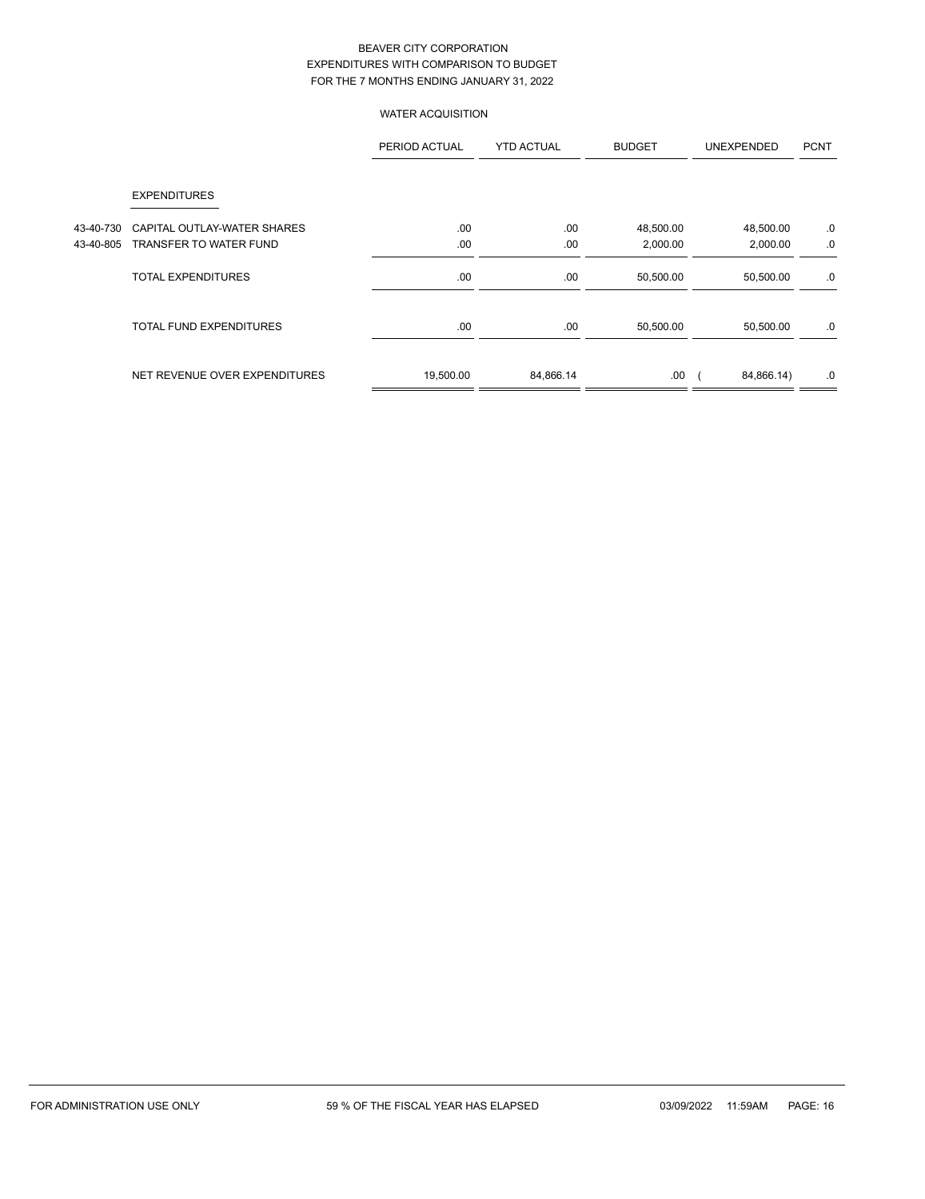BEAVER CITY CORPORATION
EXPENDITURES WITH COMPARISON TO BUDGET
FOR THE 7 MONTHS ENDING JANUARY 31, 2022

WATER ACQUISITION

| | | PERIOD ACTUAL | YTD ACTUAL | BUDGET | UNEXPENDED | PCNT |
|---|---|---|---|---|---|---|
| | EXPENDITURES | | | | | |
| 43-40-730 | CAPITAL OUTLAY-WATER SHARES | .00 | .00 | 48,500.00 | 48,500.00 | .0 |
| 43-40-805 | TRANSFER TO WATER FUND | .00 | .00 | 2,000.00 | 2,000.00 | .0 |
| | TOTAL EXPENDITURES | .00 | .00 | 50,500.00 | 50,500.00 | .0 |
| | TOTAL FUND EXPENDITURES | .00 | .00 | 50,500.00 | 50,500.00 | .0 |
| | NET REVENUE OVER EXPENDITURES | 19,500.00 | 84,866.14 | .00 | ( 84,866.14) | .0 |

FOR ADMINISTRATION USE ONLY 59 % OF THE FISCAL YEAR HAS ELAPSED 03/09/2022 11:59AM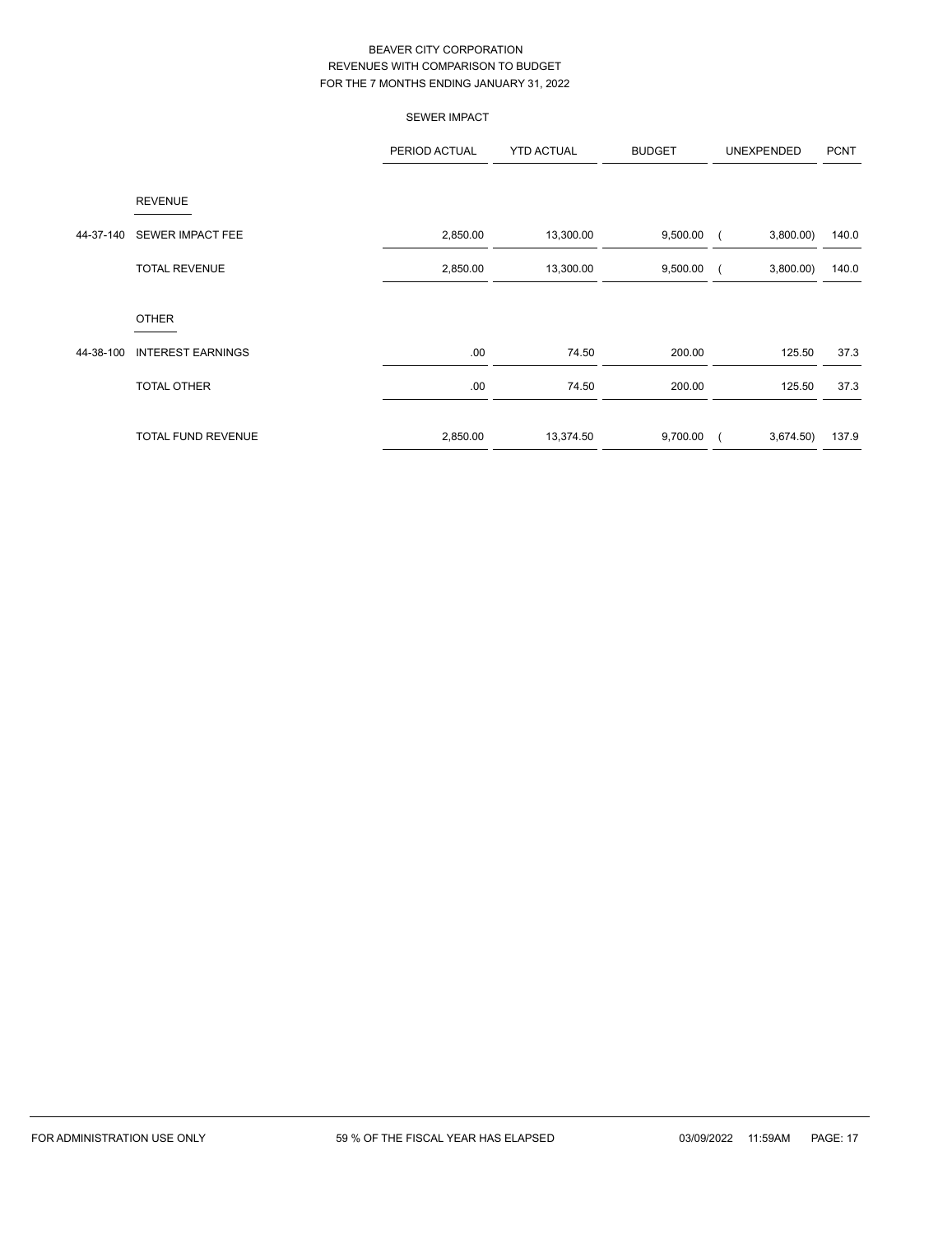# BEAVER CITY CORPORATION
## REVENUES WITH COMPARISON TO BUDGET
## FOR THE 7 MONTHS ENDING JANUARY 31, 2022

### SEWER IMPACT

| | | PERIOD ACTUAL | YTD ACTUAL | BUDGET | UNEXPENDED | PCNT |
|---|---|---|---|---|---|---|
| | **REVENUE** | | | | | |
| 44-37-140 | SEWER IMPACT FEE | 2,850.00 | 13,300.00 | 9,500.00 | ( 3,800.00) | 140.0 |
| | TOTAL REVENUE | 2,850.00 | 13,300.00 | 9,500.00 | ( 3,800.00) | 140.0 |
| | **OTHER** | | | | | |
| 44-38-100 | INTEREST EARNINGS | .00 | 74.50 | 200.00 | 125.50 | 37.3 |
| | TOTAL OTHER | .00 | 74.50 | 200.00 | 125.50 | 37.3 |
| | TOTAL FUND REVENUE | 2,850.00 | 13,374.50 | 9,700.00 | ( 3,674.50) | 137.9 |

FOR ADMINISTRATION USE ONLY     59 % OF THE FISCAL YEAR HAS ELAPSED     03/09/2022 11:59AM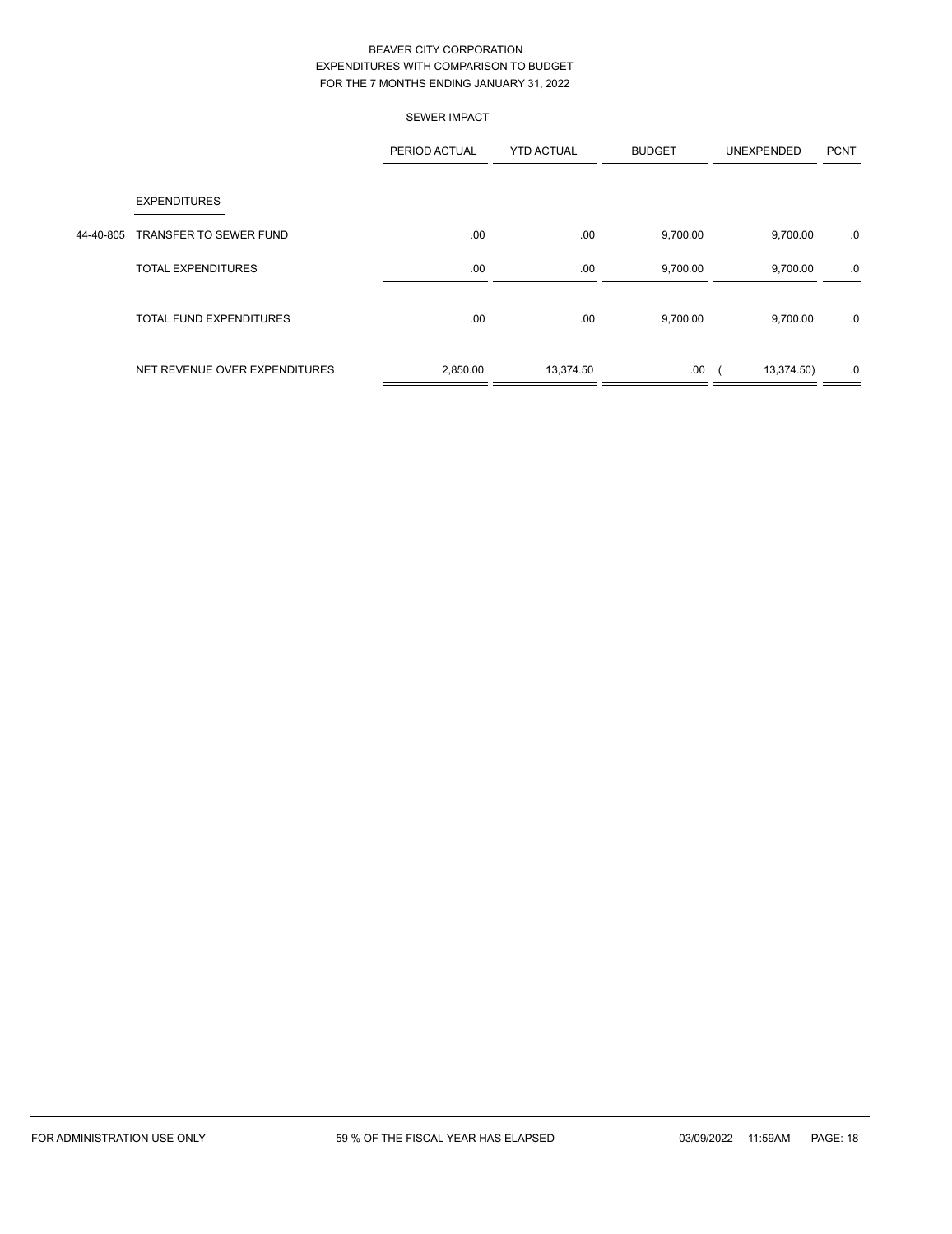BEAVER CITY CORPORATION
EXPENDITURES WITH COMPARISON TO BUDGET
FOR THE 7 MONTHS ENDING JANUARY 31, 2022

SEWER IMPACT

| | | PERIOD ACTUAL | YTD ACTUAL | BUDGET | UNEXPENDED | PCNT |
|---|---|---|---|---|---|---|
| | EXPENDITURES | | | | | |
| 44-40-805 | TRANSFER TO SEWER FUND | .00 | .00 | 9,700.00 | 9,700.00 | .0 |
| | TOTAL EXPENDITURES | .00 | .00 | 9,700.00 | 9,700.00 | .0 |
| | TOTAL FUND EXPENDITURES | .00 | .00 | 9,700.00 | 9,700.00 | .0 |
| | NET REVENUE OVER EXPENDITURES | 2,850.00 | 13,374.50 | .00 | ( 13,374.50) | .0 |

FOR ADMINISTRATION USE ONLY 59 % OF THE FISCAL YEAR HAS ELAPSED 03/09/2022 11:59AM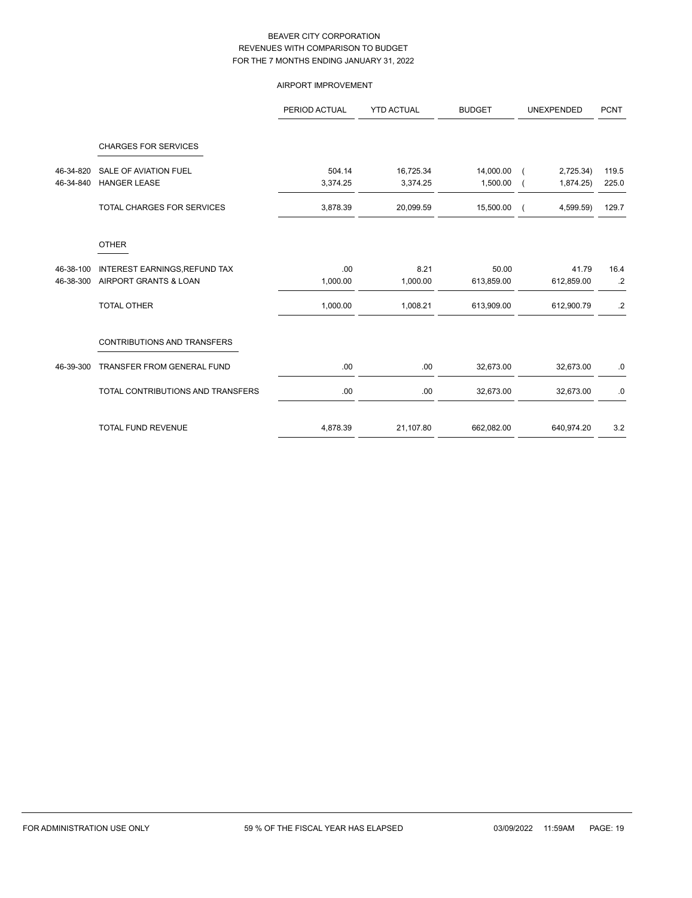BEAVER CITY CORPORATION
REVENUES WITH COMPARISON TO BUDGET
FOR THE 7 MONTHS ENDING JANUARY 31, 2022

AIRPORT IMPROVEMENT

| | | PERIOD ACTUAL | YTD ACTUAL | BUDGET | UNEXPENDED | PCNT |
|---|---|---|---|---|---|---|
| | CHARGES FOR SERVICES | | | | | |
| 46-34-820 | SALE OF AVIATION FUEL | 504.14 | 16,725.34 | 14,000.00 | ( 2,725.34) | 119.5 |
| 46-34-840 | HANGER LEASE | 3,374.25 | 3,374.25 | 1,500.00 | ( 1,874.25) | 225.0 |
| | TOTAL CHARGES FOR SERVICES | 3,878.39 | 20,099.59 | 15,500.00 | ( 4,599.59) | 129.7 |
| | OTHER | | | | | |
| 46-38-100 | INTEREST EARNINGS,REFUND TAX | .00 | 8.21 | 50.00 | 41.79 | 16.4 |
| 46-38-300 | AIRPORT GRANTS & LOAN | 1,000.00 | 1,000.00 | 613,859.00 | 612,859.00 | .2 |
| | TOTAL OTHER | 1,000.00 | 1,008.21 | 613,909.00 | 612,900.79 | .2 |
| | CONTRIBUTIONS AND TRANSFERS | | | | | |
| 46-39-300 | TRANSFER FROM GENERAL FUND | .00 | .00 | 32,673.00 | 32,673.00 | .0 |
| | TOTAL CONTRIBUTIONS AND TRANSFERS | .00 | .00 | 32,673.00 | 32,673.00 | .0 |
| | TOTAL FUND REVENUE | 4,878.39 | 21,107.80 | 662,082.00 | 640,974.20 | 3.2 |

FOR ADMINISTRATION USE ONLY 59 % OF THE FISCAL YEAR HAS ELAPSED 03/09/2022 11:59AM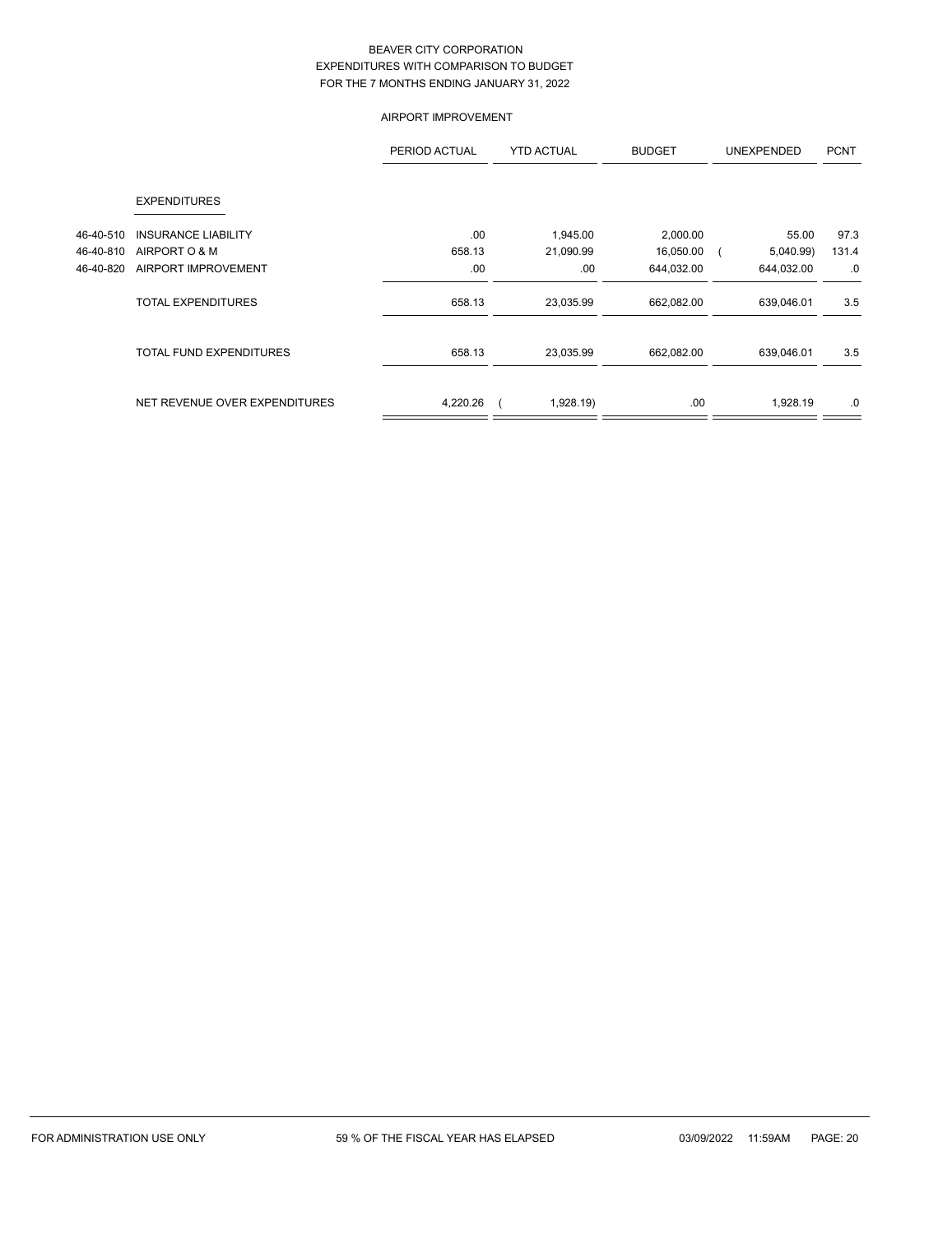# BEAVER CITY CORPORATION
## EXPENDITURES WITH COMPARISON TO BUDGET
## FOR THE 7 MONTHS ENDING JANUARY 31, 2022

### AIRPORT IMPROVEMENT

| | | PERIOD ACTUAL | YTD ACTUAL | BUDGET | UNEXPENDED | PCNT |
|---|---|---|---|---|---|---|
| | **EXPENDITURES** | | | | | |
| 46-40-510 | INSURANCE LIABILITY | .00 | 1,945.00 | 2,000.00 | 55.00 | 97.3 |
| 46-40-810 | AIRPORT O & M | 658.13 | 21,090.99 | 16,050.00 | ( 5,040.99) | 131.4 |
| 46-40-820 | AIRPORT IMPROVEMENT | .00 | .00 | 644,032.00 | 644,032.00 | .0 |
| | TOTAL EXPENDITURES | 658.13 | 23,035.99 | 662,082.00 | 639,046.01 | 3.5 |
| | TOTAL FUND EXPENDITURES | 658.13 | 23,035.99 | 662,082.00 | 639,046.01 | 3.5 |
| | NET REVENUE OVER EXPENDITURES | 4,220.26 | ( 1,928.19) | .00 | 1,928.19 | .0 |

FOR ADMINISTRATION USE ONLY — 59 % OF THE FISCAL YEAR HAS ELAPSED — 03/09/2022 11:59AM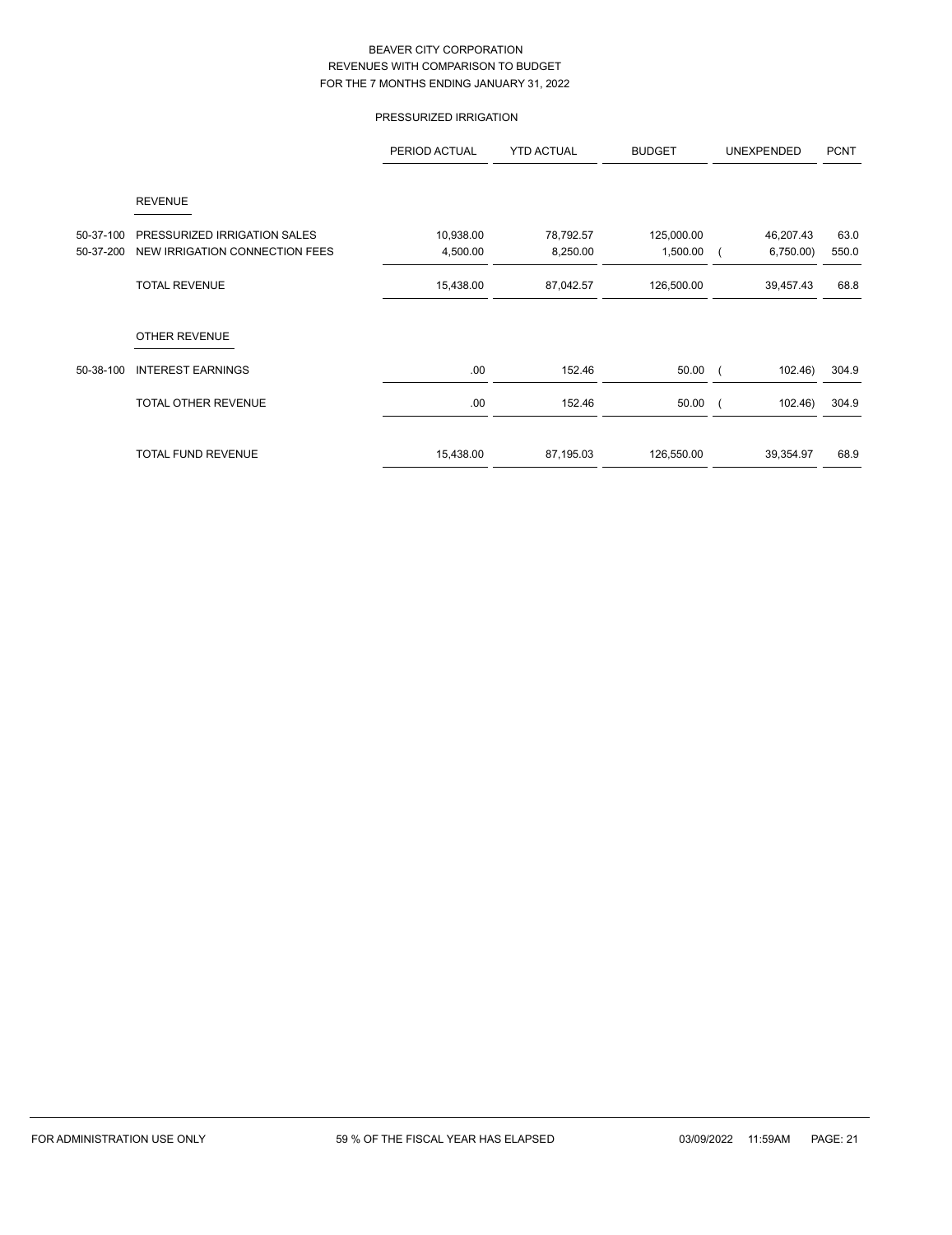# BEAVER CITY CORPORATION
## REVENUES WITH COMPARISON TO BUDGET
## FOR THE 7 MONTHS ENDING JANUARY 31, 2022

### PRESSURIZED IRRIGATION

| | | PERIOD ACTUAL | YTD ACTUAL | BUDGET | UNEXPENDED | PCNT |
|---|---|---|---|---|---|---|
| | **REVENUE** | | | | | |
| 50-37-100 | PRESSURIZED IRRIGATION SALES | 10,938.00 | 78,792.57 | 125,000.00 | 46,207.43 | 63.0 |
| 50-37-200 | NEW IRRIGATION CONNECTION FEES | 4,500.00 | 8,250.00 | 1,500.00 | ( 6,750.00) | 550.0 |
| | TOTAL REVENUE | 15,438.00 | 87,042.57 | 126,500.00 | 39,457.43 | 68.8 |
| | **OTHER REVENUE** | | | | | |
| 50-38-100 | INTEREST EARNINGS | .00 | 152.46 | 50.00 | ( 102.46) | 304.9 |
| | TOTAL OTHER REVENUE | .00 | 152.46 | 50.00 | ( 102.46) | 304.9 |
| | TOTAL FUND REVENUE | 15,438.00 | 87,195.03 | 126,550.00 | 39,354.97 | 68.9 |

FOR ADMINISTRATION USE ONLY — 59 % OF THE FISCAL YEAR HAS ELAPSED — 03/09/2022 11:59AM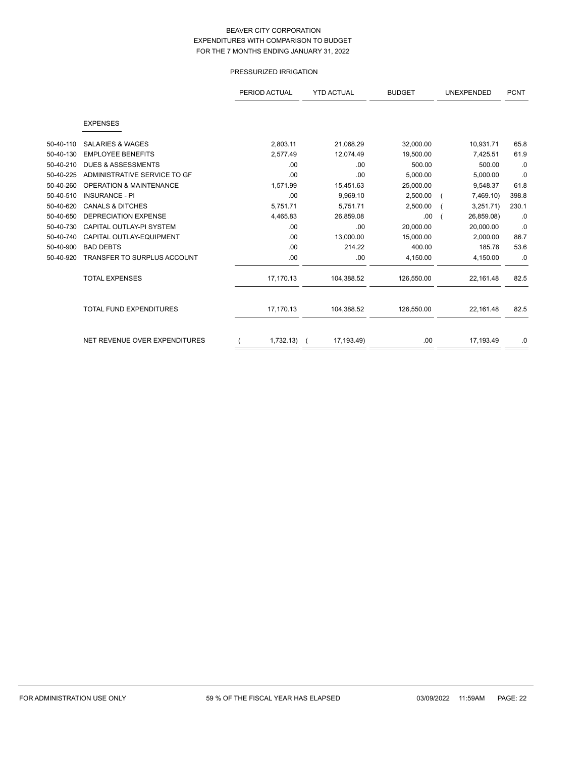BEAVER CITY CORPORATION
EXPENDITURES WITH COMPARISON TO BUDGET
FOR THE 7 MONTHS ENDING JANUARY 31, 2022

PRESSURIZED IRRIGATION

| | | PERIOD ACTUAL | YTD ACTUAL | BUDGET | UNEXPENDED | PCNT |
|---|---|---|---|---|---|---|
| | EXPENSES | | | | | |
| 50-40-110 | SALARIES & WAGES | 2,803.11 | 21,068.29 | 32,000.00 | 10,931.71 | 65.8 |
| 50-40-130 | EMPLOYEE BENEFITS | 2,577.49 | 12,074.49 | 19,500.00 | 7,425.51 | 61.9 |
| 50-40-210 | DUES & ASSESSMENTS | .00 | .00 | 500.00 | 500.00 | .0 |
| 50-40-225 | ADMINISTRATIVE SERVICE TO GF | .00 | .00 | 5,000.00 | 5,000.00 | .0 |
| 50-40-260 | OPERATION & MAINTENANCE | 1,571.99 | 15,451.63 | 25,000.00 | 9,548.37 | 61.8 |
| 50-40-510 | INSURANCE - PI | .00 | 9,969.10 | 2,500.00 | ( 7,469.10) | 398.8 |
| 50-40-620 | CANALS & DITCHES | 5,751.71 | 5,751.71 | 2,500.00 | ( 3,251.71) | 230.1 |
| 50-40-650 | DEPRECIATION EXPENSE | 4,465.83 | 26,859.08 | .00 | ( 26,859.08) | .0 |
| 50-40-730 | CAPITAL OUTLAY-PI SYSTEM | .00 | .00 | 20,000.00 | 20,000.00 | .0 |
| 50-40-740 | CAPITAL OUTLAY-EQUIPMENT | .00 | 13,000.00 | 15,000.00 | 2,000.00 | 86.7 |
| 50-40-900 | BAD DEBTS | .00 | 214.22 | 400.00 | 185.78 | 53.6 |
| 50-40-920 | TRANSFER TO SURPLUS ACCOUNT | .00 | .00 | 4,150.00 | 4,150.00 | .0 |
| | TOTAL EXPENSES | 17,170.13 | 104,388.52 | 126,550.00 | 22,161.48 | 82.5 |
| | TOTAL FUND EXPENDITURES | 17,170.13 | 104,388.52 | 126,550.00 | 22,161.48 | 82.5 |
| | NET REVENUE OVER EXPENDITURES | ( 1,732.13) | ( 17,193.49) | .00 | 17,193.49 | .0 |

FOR ADMINISTRATION USE ONLY — 59 % OF THE FISCAL YEAR HAS ELAPSED — 03/09/2022 11:59AM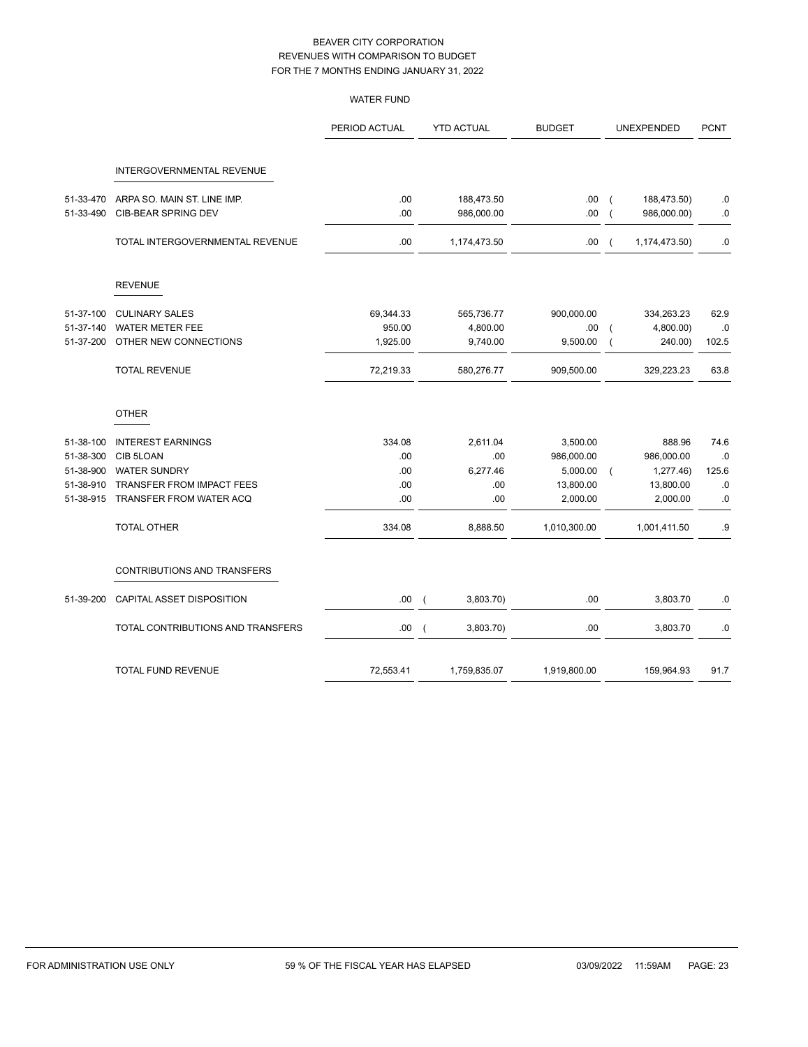# BEAVER CITY CORPORATION
## REVENUES WITH COMPARISON TO BUDGET
## FOR THE 7 MONTHS ENDING JANUARY 31, 2022

### WATER FUND

| | | PERIOD ACTUAL | YTD ACTUAL | BUDGET | UNEXPENDED | PCNT |
|---|---|---|---|---|---|---|
| | **INTERGOVERNMENTAL REVENUE** | | | | | |
| 51-33-470 | ARPA SO. MAIN ST. LINE IMP. | .00 | 188,473.50 | .00 | ( 188,473.50) | .0 |
| 51-33-490 | CIB-BEAR SPRING DEV | .00 | 986,000.00 | .00 | ( 986,000.00) | .0 |
| | TOTAL INTERGOVERNMENTAL REVENUE | .00 | 1,174,473.50 | .00 | ( 1,174,473.50) | .0 |
| | **REVENUE** | | | | | |
| 51-37-100 | CULINARY SALES | 69,344.33 | 565,736.77 | 900,000.00 | 334,263.23 | 62.9 |
| 51-37-140 | WATER METER FEE | 950.00 | 4,800.00 | .00 | ( 4,800.00) | .0 |
| 51-37-200 | OTHER NEW CONNECTIONS | 1,925.00 | 9,740.00 | 9,500.00 | ( 240.00) | 102.5 |
| | TOTAL REVENUE | 72,219.33 | 580,276.77 | 909,500.00 | 329,223.23 | 63.8 |
| | **OTHER** | | | | | |
| 51-38-100 | INTEREST EARNINGS | 334.08 | 2,611.04 | 3,500.00 | 888.96 | 74.6 |
| 51-38-300 | CIB 5LOAN | .00 | .00 | 986,000.00 | 986,000.00 | .0 |
| 51-38-900 | WATER SUNDRY | .00 | 6,277.46 | 5,000.00 | ( 1,277.46) | 125.6 |
| 51-38-910 | TRANSFER FROM IMPACT FEES | .00 | .00 | 13,800.00 | 13,800.00 | .0 |
| 51-38-915 | TRANSFER FROM WATER ACQ | .00 | .00 | 2,000.00 | 2,000.00 | .0 |
| | TOTAL OTHER | 334.08 | 8,888.50 | 1,010,300.00 | 1,001,411.50 | .9 |
| | **CONTRIBUTIONS AND TRANSFERS** | | | | | |
| 51-39-200 | CAPITAL ASSET DISPOSITION | .00 | ( 3,803.70) | .00 | 3,803.70 | .0 |
| | TOTAL CONTRIBUTIONS AND TRANSFERS | .00 | ( 3,803.70) | .00 | 3,803.70 | .0 |
| | TOTAL FUND REVENUE | 72,553.41 | 1,759,835.07 | 1,919,800.00 | 159,964.93 | 91.7 |

FOR ADMINISTRATION USE ONLY — 59 % OF THE FISCAL YEAR HAS ELAPSED — 03/09/2022 11:59AM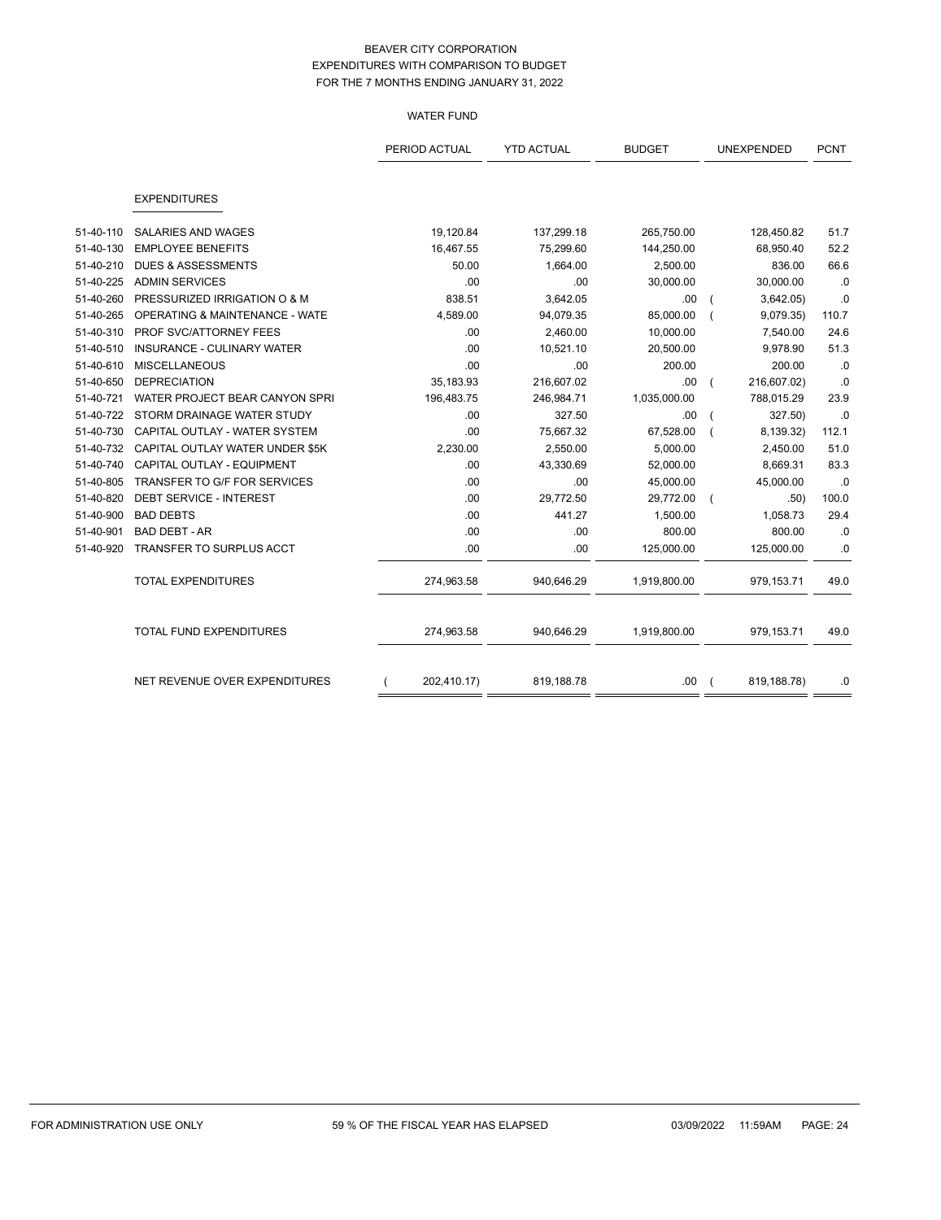BEAVER CITY CORPORATION
EXPENDITURES WITH COMPARISON TO BUDGET
FOR THE 7 MONTHS ENDING JANUARY 31, 2022

WATER FUND

| | | PERIOD ACTUAL | YTD ACTUAL | BUDGET | UNEXPENDED | PCNT |
|---|---|---|---|---|---|---|
| | EXPENDITURES | | | | | |
| 51-40-110 | SALARIES AND WAGES | 19,120.84 | 137,299.18 | 265,750.00 | 128,450.82 | 51.7 |
| 51-40-130 | EMPLOYEE BENEFITS | 16,467.55 | 75,299.60 | 144,250.00 | 68,950.40 | 52.2 |
| 51-40-210 | DUES & ASSESSMENTS | 50.00 | 1,664.00 | 2,500.00 | 836.00 | 66.6 |
| 51-40-225 | ADMIN SERVICES | .00 | .00 | 30,000.00 | 30,000.00 | .0 |
| 51-40-260 | PRESSURIZED IRRIGATION O & M | 838.51 | 3,642.05 | .00 | ( 3,642.05) | .0 |
| 51-40-265 | OPERATING & MAINTENANCE - WATE | 4,589.00 | 94,079.35 | 85,000.00 | ( 9,079.35) | 110.7 |
| 51-40-310 | PROF SVC/ATTORNEY FEES | .00 | 2,460.00 | 10,000.00 | 7,540.00 | 24.6 |
| 51-40-510 | INSURANCE - CULINARY WATER | .00 | 10,521.10 | 20,500.00 | 9,978.90 | 51.3 |
| 51-40-610 | MISCELLANEOUS | .00 | .00 | 200.00 | 200.00 | .0 |
| 51-40-650 | DEPRECIATION | 35,183.93 | 216,607.02 | .00 | ( 216,607.02) | .0 |
| 51-40-721 | WATER PROJECT BEAR CANYON SPRI | 196,483.75 | 246,984.71 | 1,035,000.00 | 788,015.29 | 23.9 |
| 51-40-722 | STORM DRAINAGE WATER STUDY | .00 | 327.50 | .00 | ( 327.50) | .0 |
| 51-40-730 | CAPITAL OUTLAY - WATER SYSTEM | .00 | 75,667.32 | 67,528.00 | ( 8,139.32) | 112.1 |
| 51-40-732 | CAPITAL OUTLAY WATER UNDER $5K | 2,230.00 | 2,550.00 | 5,000.00 | 2,450.00 | 51.0 |
| 51-40-740 | CAPITAL OUTLAY - EQUIPMENT | .00 | 43,330.69 | 52,000.00 | 8,669.31 | 83.3 |
| 51-40-805 | TRANSFER TO G/F FOR SERVICES | .00 | .00 | 45,000.00 | 45,000.00 | .0 |
| 51-40-820 | DEBT SERVICE - INTEREST | .00 | 29,772.50 | 29,772.00 | ( .50) | 100.0 |
| 51-40-900 | BAD DEBTS | .00 | 441.27 | 1,500.00 | 1,058.73 | 29.4 |
| 51-40-901 | BAD DEBT - AR | .00 | .00 | 800.00 | 800.00 | .0 |
| 51-40-920 | TRANSFER TO SURPLUS ACCT | .00 | .00 | 125,000.00 | 125,000.00 | .0 |
| | TOTAL EXPENDITURES | 274,963.58 | 940,646.29 | 1,919,800.00 | 979,153.71 | 49.0 |
| | TOTAL FUND EXPENDITURES | 274,963.58 | 940,646.29 | 1,919,800.00 | 979,153.71 | 49.0 |
| | NET REVENUE OVER EXPENDITURES | ( 202,410.17) | 819,188.78 | .00 | ( 819,188.78) | .0 |

FOR ADMINISTRATION USE ONLY 59 % OF THE FISCAL YEAR HAS ELAPSED 03/09/2022 11:59AM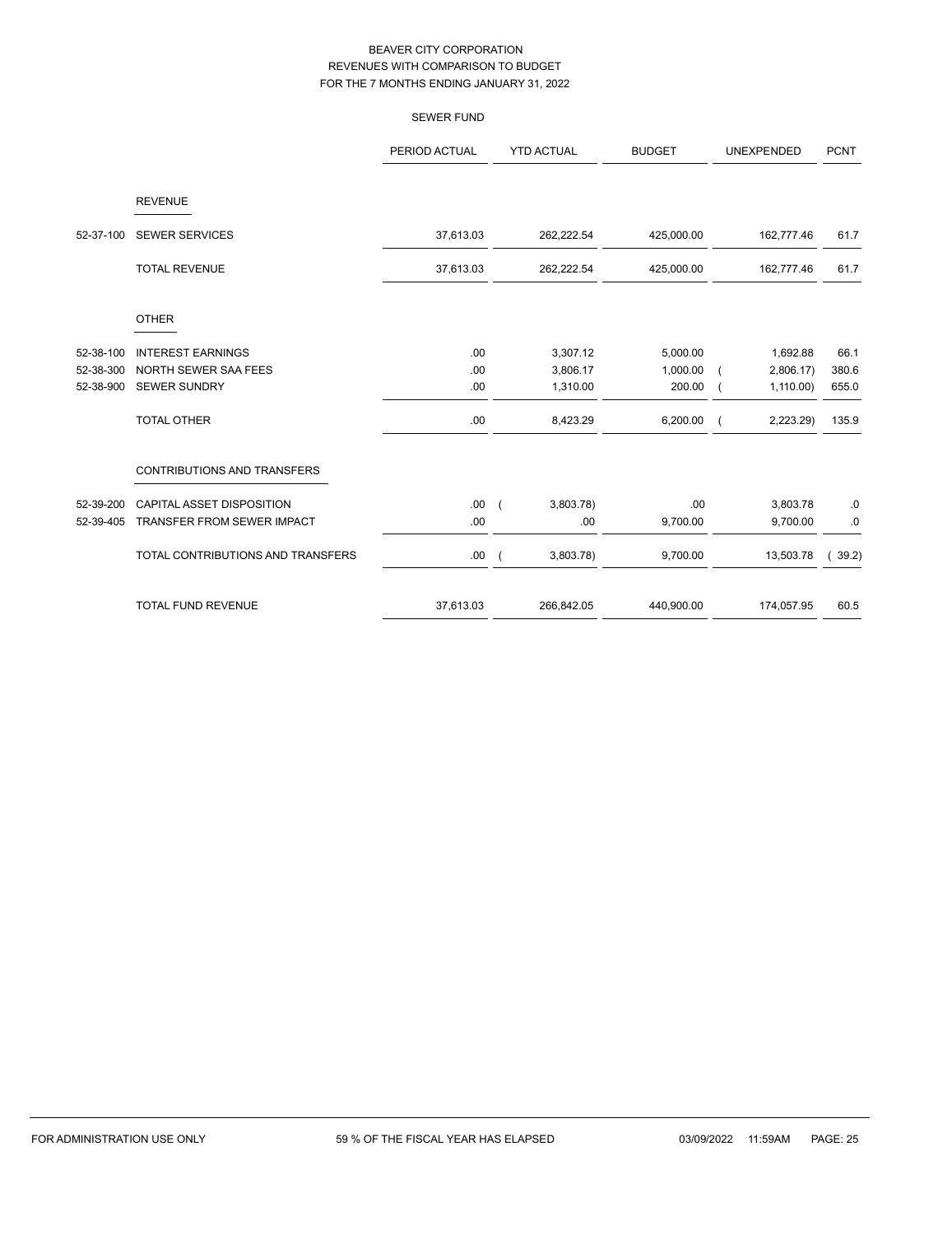# BEAVER CITY CORPORATION
## REVENUES WITH COMPARISON TO BUDGET
## FOR THE 7 MONTHS ENDING JANUARY 31, 2022

### SEWER FUND

| | | PERIOD ACTUAL | YTD ACTUAL | BUDGET | UNEXPENDED | PCNT |
|---|---|---|---|---|---|---|
| | **REVENUE** | | | | | |
| 52-37-100 | SEWER SERVICES | 37,613.03 | 262,222.54 | 425,000.00 | 162,777.46 | 61.7 |
| | TOTAL REVENUE | 37,613.03 | 262,222.54 | 425,000.00 | 162,777.46 | 61.7 |
| | **OTHER** | | | | | |
| 52-38-100 | INTEREST EARNINGS | .00 | 3,307.12 | 5,000.00 | 1,692.88 | 66.1 |
| 52-38-300 | NORTH SEWER SAA FEES | .00 | 3,806.17 | 1,000.00 | ( 2,806.17) | 380.6 |
| 52-38-900 | SEWER SUNDRY | .00 | 1,310.00 | 200.00 | ( 1,110.00) | 655.0 |
| | TOTAL OTHER | .00 | 8,423.29 | 6,200.00 | ( 2,223.29) | 135.9 |
| | **CONTRIBUTIONS AND TRANSFERS** | | | | | |
| 52-39-200 | CAPITAL ASSET DISPOSITION | .00 | ( 3,803.78) | .00 | 3,803.78 | .0 |
| 52-39-405 | TRANSFER FROM SEWER IMPACT | .00 | .00 | 9,700.00 | 9,700.00 | .0 |
| | TOTAL CONTRIBUTIONS AND TRANSFERS | .00 | ( 3,803.78) | 9,700.00 | 13,503.78 | ( 39.2) |
| | TOTAL FUND REVENUE | 37,613.03 | 266,842.05 | 440,900.00 | 174,057.95 | 60.5 |

FOR ADMINISTRATION USE ONLY — 59 % OF THE FISCAL YEAR HAS ELAPSED — 03/09/2022 11:59AM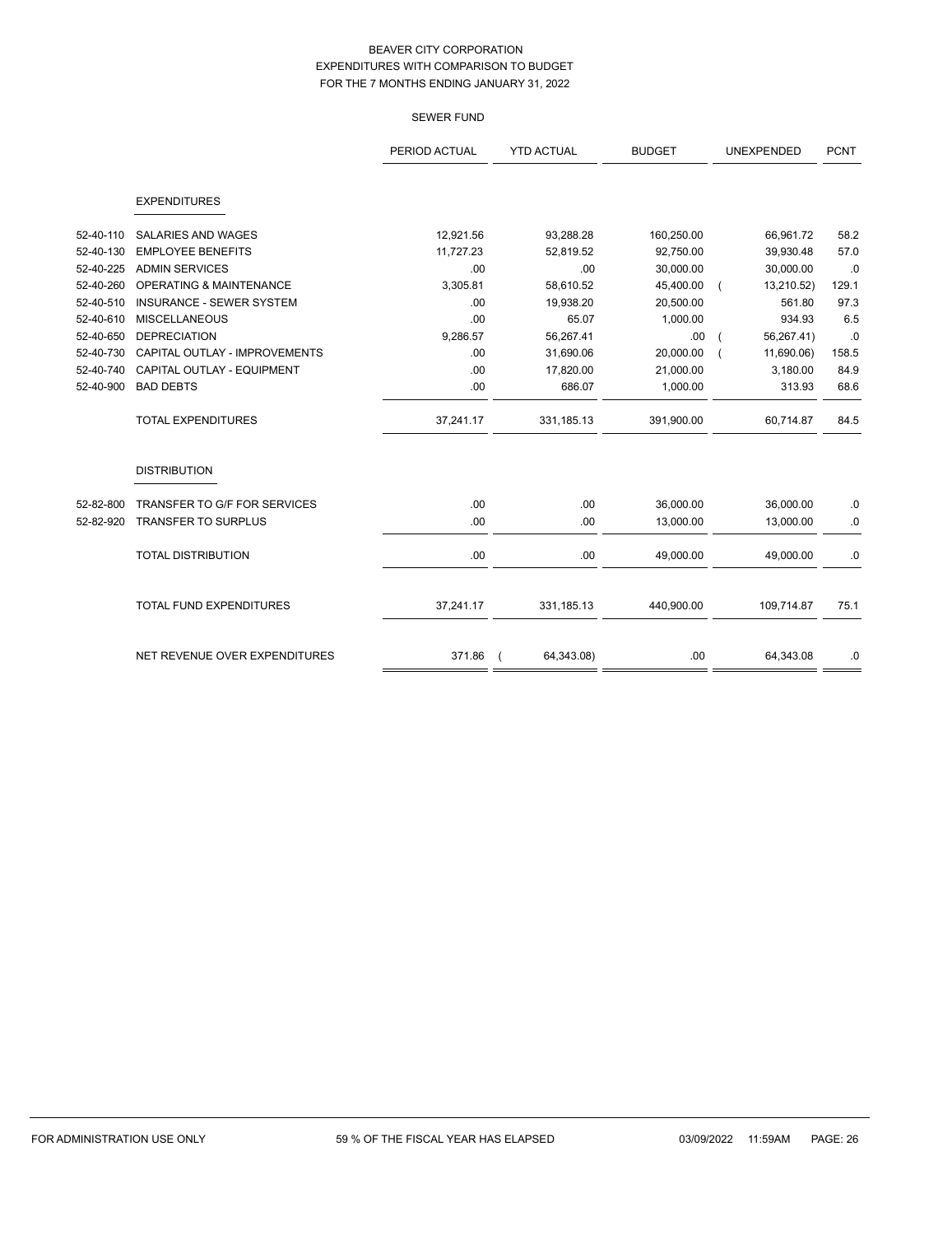BEAVER CITY CORPORATION
EXPENDITURES WITH COMPARISON TO BUDGET
FOR THE 7 MONTHS ENDING JANUARY 31, 2022

SEWER FUND

| | | PERIOD ACTUAL | YTD ACTUAL | BUDGET | UNEXPENDED | PCNT |
|---|---|---|---|---|---|---|
| | **EXPENDITURES** | | | | | |
| 52-40-110 | SALARIES AND WAGES | 12,921.56 | 93,288.28 | 160,250.00 | 66,961.72 | 58.2 |
| 52-40-130 | EMPLOYEE BENEFITS | 11,727.23 | 52,819.52 | 92,750.00 | 39,930.48 | 57.0 |
| 52-40-225 | ADMIN SERVICES | .00 | .00 | 30,000.00 | 30,000.00 | .0 |
| 52-40-260 | OPERATING & MAINTENANCE | 3,305.81 | 58,610.52 | 45,400.00 | ( 13,210.52) | 129.1 |
| 52-40-510 | INSURANCE - SEWER SYSTEM | .00 | 19,938.20 | 20,500.00 | 561.80 | 97.3 |
| 52-40-610 | MISCELLANEOUS | .00 | 65.07 | 1,000.00 | 934.93 | 6.5 |
| 52-40-650 | DEPRECIATION | 9,286.57 | 56,267.41 | .00 | ( 56,267.41) | .0 |
| 52-40-730 | CAPITAL OUTLAY - IMPROVEMENTS | .00 | 31,690.06 | 20,000.00 | ( 11,690.06) | 158.5 |
| 52-40-740 | CAPITAL OUTLAY - EQUIPMENT | .00 | 17,820.00 | 21,000.00 | 3,180.00 | 84.9 |
| 52-40-900 | BAD DEBTS | .00 | 686.07 | 1,000.00 | 313.93 | 68.6 |
| | TOTAL EXPENDITURES | 37,241.17 | 331,185.13 | 391,900.00 | 60,714.87 | 84.5 |
| | **DISTRIBUTION** | | | | | |
| 52-82-800 | TRANSFER TO G/F FOR SERVICES | .00 | .00 | 36,000.00 | 36,000.00 | .0 |
| 52-82-920 | TRANSFER TO SURPLUS | .00 | .00 | 13,000.00 | 13,000.00 | .0 |
| | TOTAL DISTRIBUTION | .00 | .00 | 49,000.00 | 49,000.00 | .0 |
| | TOTAL FUND EXPENDITURES | 37,241.17 | 331,185.13 | 440,900.00 | 109,714.87 | 75.1 |
| | NET REVENUE OVER EXPENDITURES | 371.86 | ( 64,343.08) | .00 | 64,343.08 | .0 |

FOR ADMINISTRATION USE ONLY 59 % OF THE FISCAL YEAR HAS ELAPSED 03/09/2022 11:59AM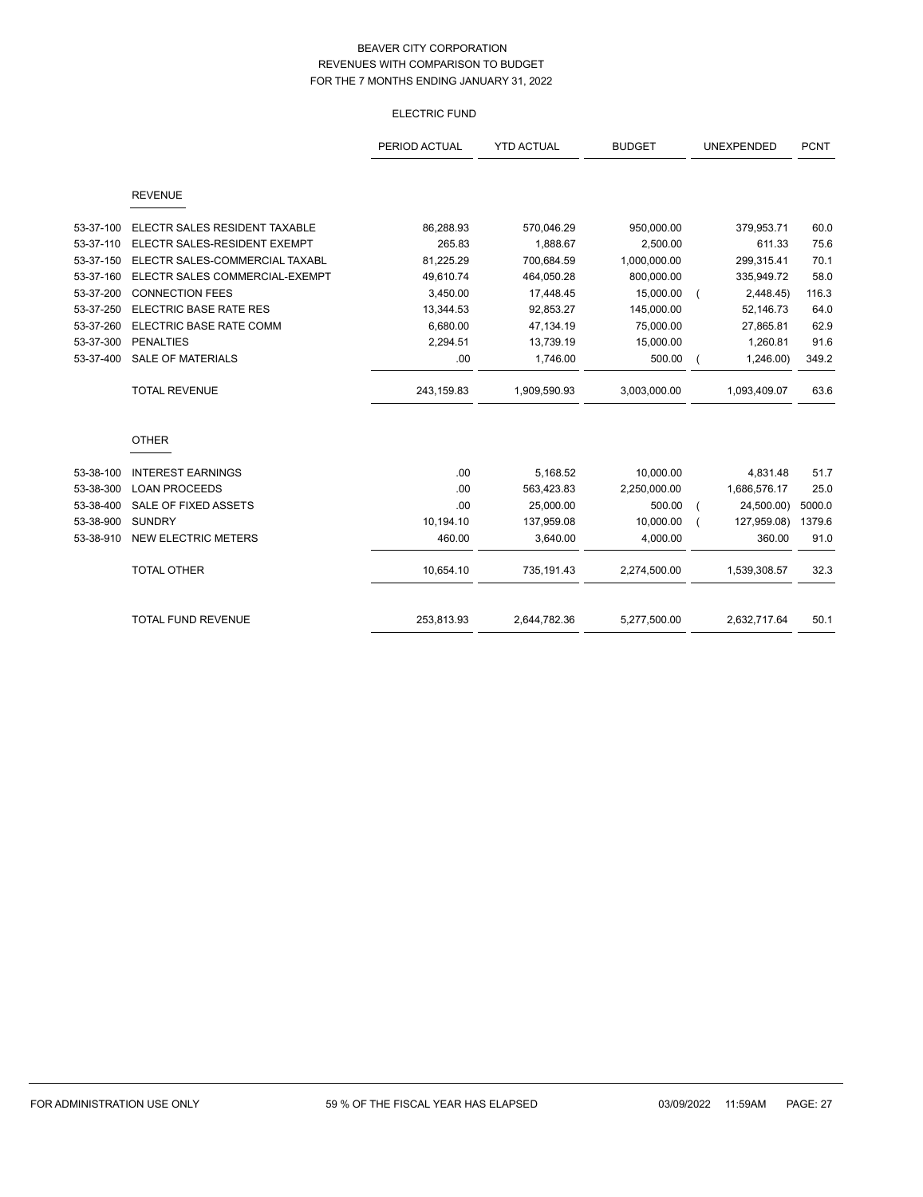BEAVER CITY CORPORATION
REVENUES WITH COMPARISON TO BUDGET
FOR THE 7 MONTHS ENDING JANUARY 31, 2022

ELECTRIC FUND

| | | PERIOD ACTUAL | YTD ACTUAL | BUDGET | UNEXPENDED | PCNT |
|---|---|---|---|---|---|---|
| | **REVENUE** | | | | | |
| 53-37-100 | ELECTR SALES RESIDENT TAXABLE | 86,288.93 | 570,046.29 | 950,000.00 | 379,953.71 | 60.0 |
| 53-37-110 | ELECTR SALES-RESIDENT EXEMPT | 265.83 | 1,888.67 | 2,500.00 | 611.33 | 75.6 |
| 53-37-150 | ELECTR SALES-COMMERCIAL TAXABL | 81,225.29 | 700,684.59 | 1,000,000.00 | 299,315.41 | 70.1 |
| 53-37-160 | ELECTR SALES COMMERCIAL-EXEMPT | 49,610.74 | 464,050.28 | 800,000.00 | 335,949.72 | 58.0 |
| 53-37-200 | CONNECTION FEES | 3,450.00 | 17,448.45 | 15,000.00 | ( 2,448.45) | 116.3 |
| 53-37-250 | ELECTRIC BASE RATE RES | 13,344.53 | 92,853.27 | 145,000.00 | 52,146.73 | 64.0 |
| 53-37-260 | ELECTRIC BASE RATE COMM | 6,680.00 | 47,134.19 | 75,000.00 | 27,865.81 | 62.9 |
| 53-37-300 | PENALTIES | 2,294.51 | 13,739.19 | 15,000.00 | 1,260.81 | 91.6 |
| 53-37-400 | SALE OF MATERIALS | .00 | 1,746.00 | 500.00 | ( 1,246.00) | 349.2 |
| | TOTAL REVENUE | 243,159.83 | 1,909,590.93 | 3,003,000.00 | 1,093,409.07 | 63.6 |
| | **OTHER** | | | | | |
| 53-38-100 | INTEREST EARNINGS | .00 | 5,168.52 | 10,000.00 | 4,831.48 | 51.7 |
| 53-38-300 | LOAN PROCEEDS | .00 | 563,423.83 | 2,250,000.00 | 1,686,576.17 | 25.0 |
| 53-38-400 | SALE OF FIXED ASSETS | .00 | 25,000.00 | 500.00 | ( 24,500.00) | 5000.0 |
| 53-38-900 | SUNDRY | 10,194.10 | 137,959.08 | 10,000.00 | ( 127,959.08) | 1379.6 |
| 53-38-910 | NEW ELECTRIC METERS | 460.00 | 3,640.00 | 4,000.00 | 360.00 | 91.0 |
| | TOTAL OTHER | 10,654.10 | 735,191.43 | 2,274,500.00 | 1,539,308.57 | 32.3 |
| | TOTAL FUND REVENUE | 253,813.93 | 2,644,782.36 | 5,277,500.00 | 2,632,717.64 | 50.1 |

FOR ADMINISTRATION USE ONLY 59 % OF THE FISCAL YEAR HAS ELAPSED 03/09/2022 11:59AM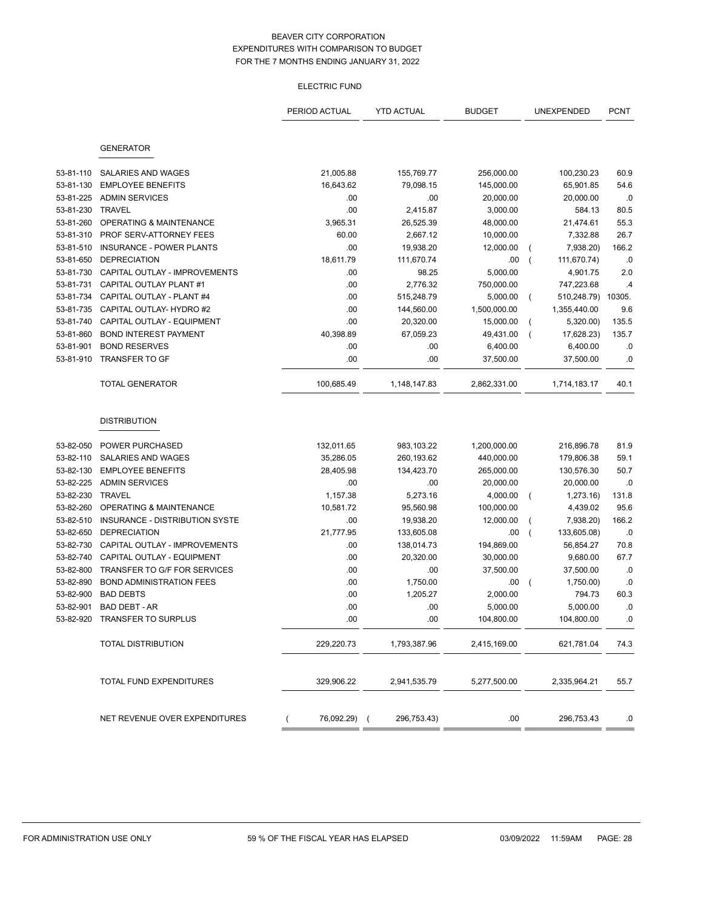# BEAVER CITY CORPORATION
## EXPENDITURES WITH COMPARISON TO BUDGET
## FOR THE 7 MONTHS ENDING JANUARY 31, 2022

### ELECTRIC FUND

| | | PERIOD ACTUAL | YTD ACTUAL | BUDGET | UNEXPENDED | PCNT |
|---|---|---|---|---|---|---|
| | **GENERATOR** | | | | | |
| 53-81-110 | SALARIES AND WAGES | 21,005.88 | 155,769.77 | 256,000.00 | 100,230.23 | 60.9 |
| 53-81-130 | EMPLOYEE BENEFITS | 16,643.62 | 79,098.15 | 145,000.00 | 65,901.85 | 54.6 |
| 53-81-225 | ADMIN SERVICES | .00 | .00 | 20,000.00 | 20,000.00 | .0 |
| 53-81-230 | TRAVEL | .00 | 2,415.87 | 3,000.00 | 584.13 | 80.5 |
| 53-81-260 | OPERATING & MAINTENANCE | 3,965.31 | 26,525.39 | 48,000.00 | 21,474.61 | 55.3 |
| 53-81-310 | PROF SERV-ATTORNEY FEES | 60.00 | 2,667.12 | 10,000.00 | 7,332.88 | 26.7 |
| 53-81-510 | INSURANCE - POWER PLANTS | .00 | 19,938.20 | 12,000.00 | ( 7,938.20) | 166.2 |
| 53-81-650 | DEPRECIATION | 18,611.79 | 111,670.74 | .00 | ( 111,670.74) | .0 |
| 53-81-730 | CAPITAL OUTLAY - IMPROVEMENTS | .00 | 98.25 | 5,000.00 | 4,901.75 | 2.0 |
| 53-81-731 | CAPITAL OUTLAY PLANT #1 | .00 | 2,776.32 | 750,000.00 | 747,223.68 | .4 |
| 53-81-734 | CAPITAL OUTLAY - PLANT #4 | .00 | 515,248.79 | 5,000.00 | ( 510,248.79) | 10305. |
| 53-81-735 | CAPITAL OUTLAY- HYDRO #2 | .00 | 144,560.00 | 1,500,000.00 | 1,355,440.00 | 9.6 |
| 53-81-740 | CAPITAL OUTLAY - EQUIPMENT | .00 | 20,320.00 | 15,000.00 | ( 5,320.00) | 135.5 |
| 53-81-860 | BOND INTEREST PAYMENT | 40,398.89 | 67,059.23 | 49,431.00 | ( 17,628.23) | 135.7 |
| 53-81-901 | BOND RESERVES | .00 | .00 | 6,400.00 | 6,400.00 | .0 |
| 53-81-910 | TRANSFER TO GF | .00 | .00 | 37,500.00 | 37,500.00 | .0 |
| | TOTAL GENERATOR | 100,685.49 | 1,148,147.83 | 2,862,331.00 | 1,714,183.17 | 40.1 |
| | **DISTRIBUTION** | | | | | |
| 53-82-050 | POWER PURCHASED | 132,011.65 | 983,103.22 | 1,200,000.00 | 216,896.78 | 81.9 |
| 53-82-110 | SALARIES AND WAGES | 35,286.05 | 260,193.62 | 440,000.00 | 179,806.38 | 59.1 |
| 53-82-130 | EMPLOYEE BENEFITS | 28,405.98 | 134,423.70 | 265,000.00 | 130,576.30 | 50.7 |
| 53-82-225 | ADMIN SERVICES | .00 | .00 | 20,000.00 | 20,000.00 | .0 |
| 53-82-230 | TRAVEL | 1,157.38 | 5,273.16 | 4,000.00 | ( 1,273.16) | 131.8 |
| 53-82-260 | OPERATING & MAINTENANCE | 10,581.72 | 95,560.98 | 100,000.00 | 4,439.02 | 95.6 |
| 53-82-510 | INSURANCE - DISTRIBUTION SYSTE | .00 | 19,938.20 | 12,000.00 | ( 7,938.20) | 166.2 |
| 53-82-650 | DEPRECIATION | 21,777.95 | 133,605.08 | .00 | ( 133,605.08) | .0 |
| 53-82-730 | CAPITAL OUTLAY - IMPROVEMENTS | .00 | 138,014.73 | 194,869.00 | 56,854.27 | 70.8 |
| 53-82-740 | CAPITAL OUTLAY - EQUIPMENT | .00 | 20,320.00 | 30,000.00 | 9,680.00 | 67.7 |
| 53-82-800 | TRANSFER TO G/F FOR SERVICES | .00 | .00 | 37,500.00 | 37,500.00 | .0 |
| 53-82-890 | BOND ADMINISTRATION FEES | .00 | 1,750.00 | .00 | ( 1,750.00) | .0 |
| 53-82-900 | BAD DEBTS | .00 | 1,205.27 | 2,000.00 | 794.73 | 60.3 |
| 53-82-901 | BAD DEBT - AR | .00 | .00 | 5,000.00 | 5,000.00 | .0 |
| 53-82-920 | TRANSFER TO SURPLUS | .00 | .00 | 104,800.00 | 104,800.00 | .0 |
| | TOTAL DISTRIBUTION | 229,220.73 | 1,793,387.96 | 2,415,169.00 | 621,781.04 | 74.3 |
| | TOTAL FUND EXPENDITURES | 329,906.22 | 2,941,535.79 | 5,277,500.00 | 2,335,964.21 | 55.7 |
| | NET REVENUE OVER EXPENDITURES | ( 76,092.29) | ( 296,753.43) | .00 | 296,753.43 | .0 |

FOR ADMINISTRATION USE ONLY — 59 % OF THE FISCAL YEAR HAS ELAPSED — 03/09/2022 11:59AM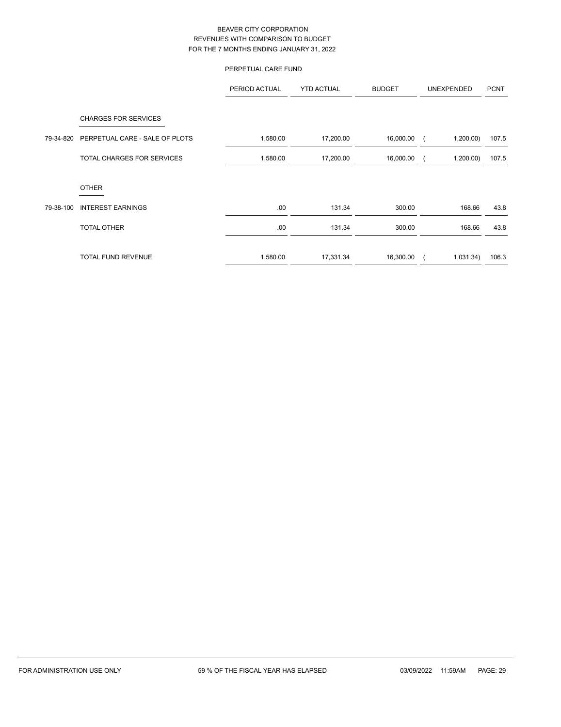BEAVER CITY CORPORATION
REVENUES WITH COMPARISON TO BUDGET
FOR THE 7 MONTHS ENDING JANUARY 31, 2022

PERPETUAL CARE FUND

| | | PERIOD ACTUAL | YTD ACTUAL | BUDGET | UNEXPENDED | PCNT |
|---|---|---|---|---|---|---|
| | CHARGES FOR SERVICES | | | | | |
| 79-34-820 | PERPETUAL CARE - SALE OF PLOTS | 1,580.00 | 17,200.00 | 16,000.00 | ( 1,200.00) | 107.5 |
| | TOTAL CHARGES FOR SERVICES | 1,580.00 | 17,200.00 | 16,000.00 | ( 1,200.00) | 107.5 |
| | OTHER | | | | | |
| 79-38-100 | INTEREST EARNINGS | .00 | 131.34 | 300.00 | 168.66 | 43.8 |
| | TOTAL OTHER | .00 | 131.34 | 300.00 | 168.66 | 43.8 |
| | TOTAL FUND REVENUE | 1,580.00 | 17,331.34 | 16,300.00 | ( 1,031.34) | 106.3 |

FOR ADMINISTRATION USE ONLY    59 % OF THE FISCAL YEAR HAS ELAPSED    03/09/2022 11:59AM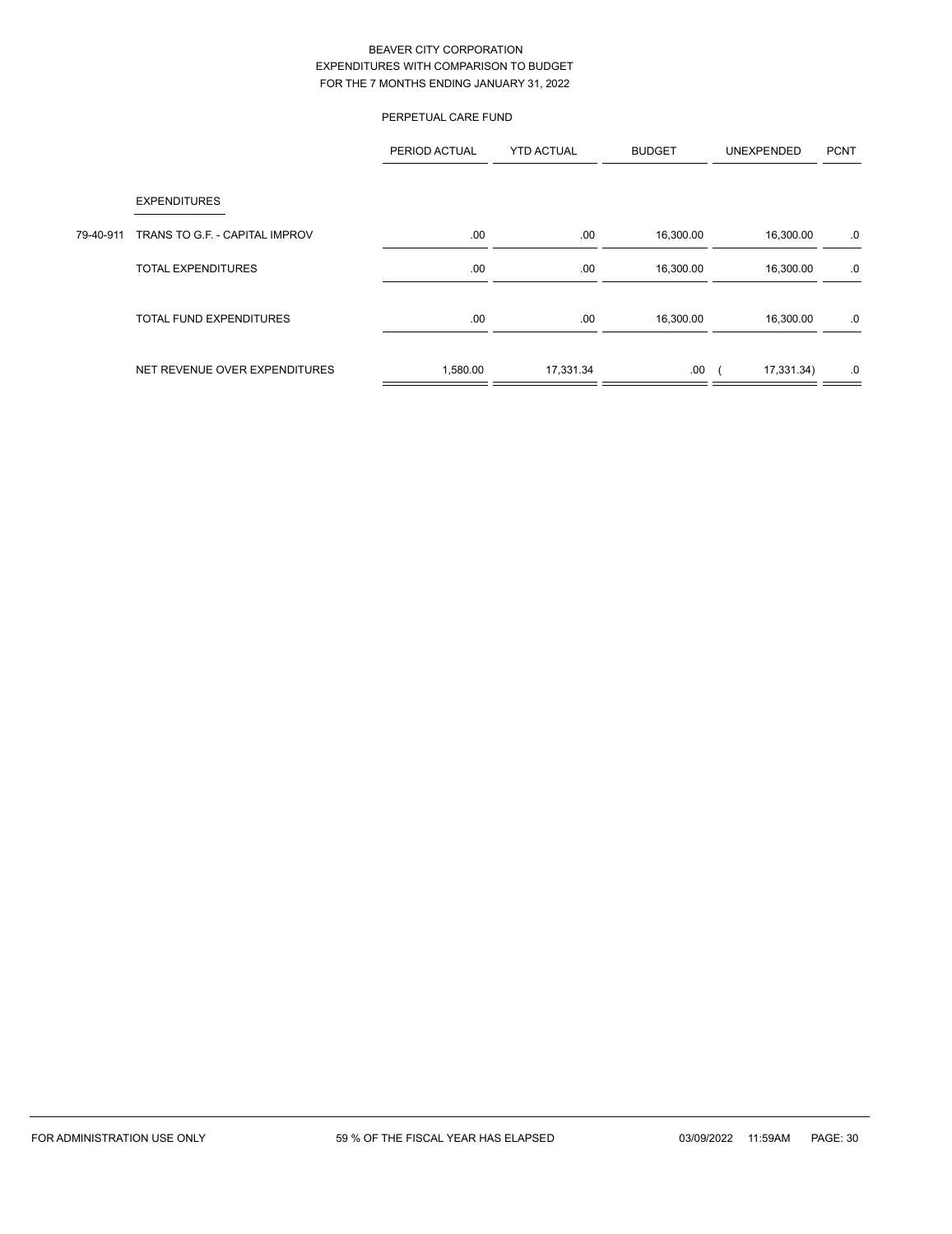BEAVER CITY CORPORATION
EXPENDITURES WITH COMPARISON TO BUDGET
FOR THE 7 MONTHS ENDING JANUARY 31, 2022

PERPETUAL CARE FUND

| | | PERIOD ACTUAL | YTD ACTUAL | BUDGET | UNEXPENDED | PCNT |
|---|---|---|---|---|---|---|
| | EXPENDITURES | | | | | |
| 79-40-911 | TRANS TO G.F. - CAPITAL IMPROV | .00 | .00 | 16,300.00 | 16,300.00 | .0 |
| | TOTAL EXPENDITURES | .00 | .00 | 16,300.00 | 16,300.00 | .0 |
| | TOTAL FUND EXPENDITURES | .00 | .00 | 16,300.00 | 16,300.00 | .0 |
| | NET REVENUE OVER EXPENDITURES | 1,580.00 | 17,331.34 | .00 | ( 17,331.34) | .0 |

FOR ADMINISTRATION USE ONLY 59 % OF THE FISCAL YEAR HAS ELAPSED 03/09/2022 11:59AM